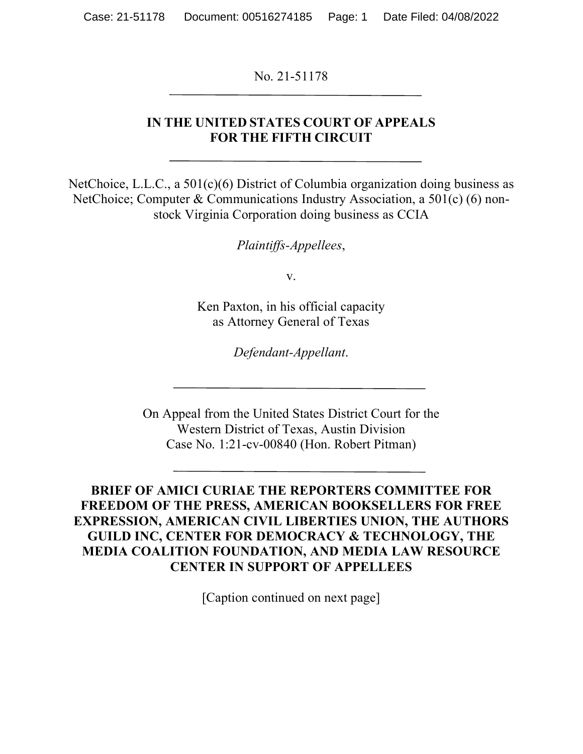No. 21-51178

---

**IN THE UNITED STATES COURT OF APPEALS FOR THE FIFTH CIRCUIT**

---

NetChoice, L.L.C., a 501(c)(6) District of Columbia organization doing business as NetChoice; Computer & Communications Industry Association, a 501(c) (6) non-stock Virginia Corporation doing business as CCIA

*Plaintiffs-Appellees*,

v.

Ken Paxton, in his official capacity as Attorney General of Texas

*Defendant-Appellant*.

---

On Appeal from the United States District Court for the Western District of Texas, Austin Division
Case No. 1:21-cv-00840 (Hon. Robert Pitman)

---

**BRIEF OF AMICI CURIAE THE REPORTERS COMMITTEE FOR FREEDOM OF THE PRESS, AMERICAN BOOKSELLERS FOR FREE EXPRESSION, AMERICAN CIVIL LIBERTIES UNION, THE AUTHORS GUILD INC, CENTER FOR DEMOCRACY & TECHNOLOGY, THE MEDIA COALITION FOUNDATION, AND MEDIA LAW RESOURCE CENTER IN SUPPORT OF APPELLEES**

[Caption continued on next page]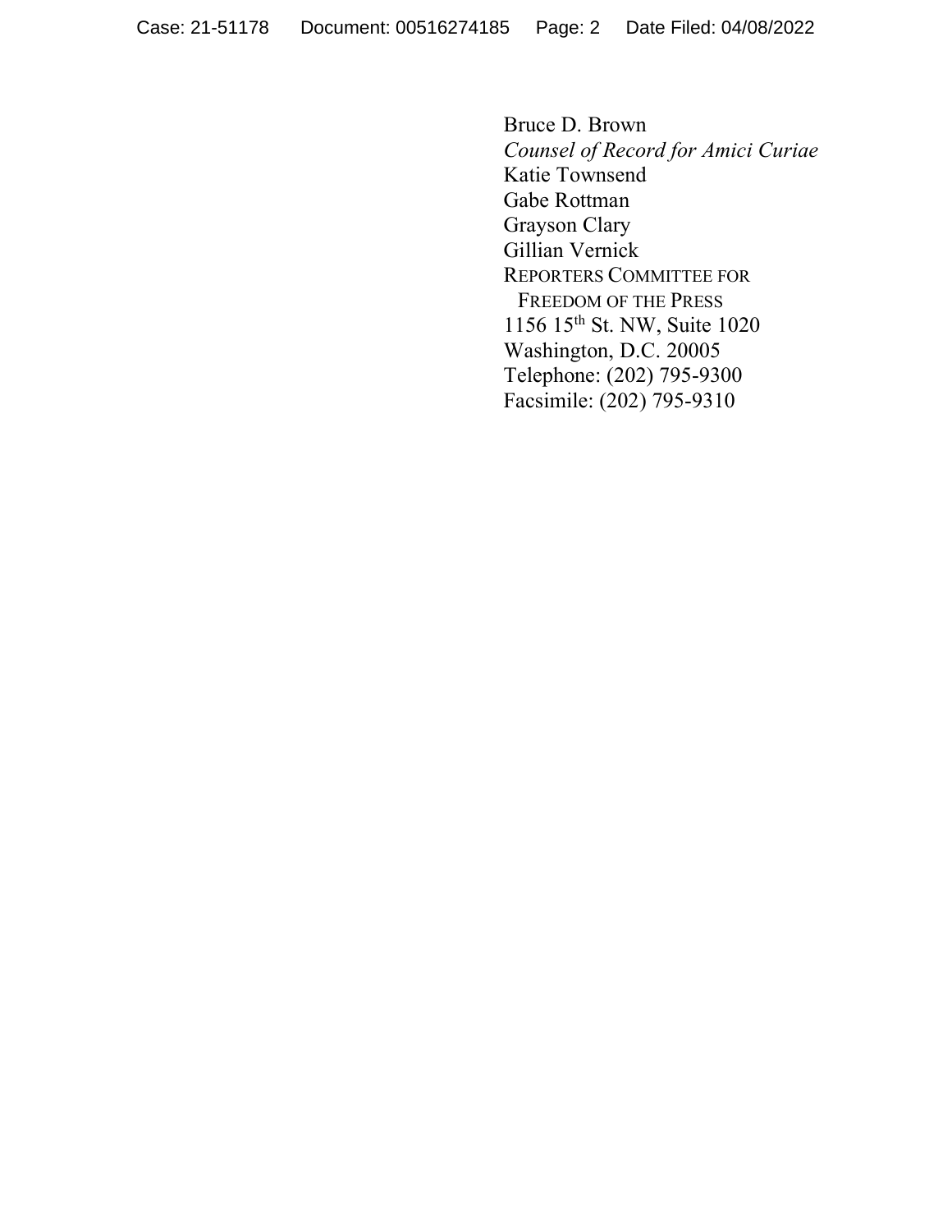Bruce D. Brown  
*Counsel of Record for Amici Curiae*  
Katie Townsend  
Gabe Rottman  
Grayson Clary  
Gillian Vernick  
REPORTERS COMMITTEE FOR  
FREEDOM OF THE PRESS  
1156 15th St. NW, Suite 1020  
Washington, D.C. 20005  
Telephone: (202) 795-9300  
Facsimile: (202) 795-9310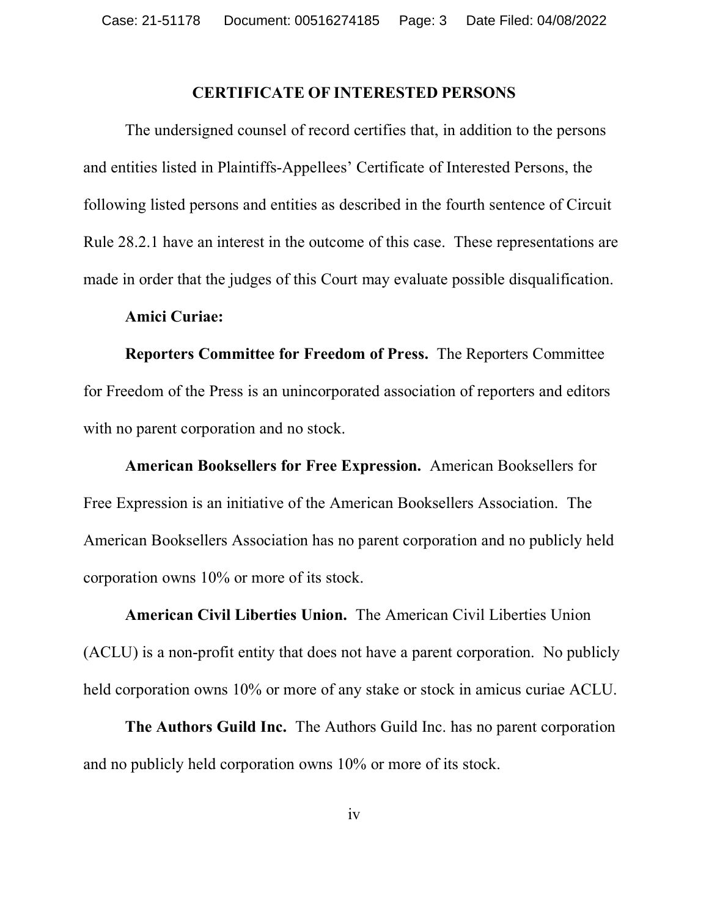## CERTIFICATE OF INTERESTED PERSONS

The undersigned counsel of record certifies that, in addition to the persons and entities listed in Plaintiffs-Appellees' Certificate of Interested Persons, the following listed persons and entities as described in the fourth sentence of Circuit Rule 28.2.1 have an interest in the outcome of this case. These representations are made in order that the judges of this Court may evaluate possible disqualification.

**Amici Curiae:**

**Reporters Committee for Freedom of Press.** The Reporters Committee for Freedom of the Press is an unincorporated association of reporters and editors with no parent corporation and no stock.

**American Booksellers for Free Expression.** American Booksellers for Free Expression is an initiative of the American Booksellers Association. The American Booksellers Association has no parent corporation and no publicly held corporation owns 10% or more of its stock.

**American Civil Liberties Union.** The American Civil Liberties Union (ACLU) is a non-profit entity that does not have a parent corporation. No publicly held corporation owns 10% or more of any stake or stock in amicus curiae ACLU.

**The Authors Guild Inc.** The Authors Guild Inc. has no parent corporation and no publicly held corporation owns 10% or more of its stock.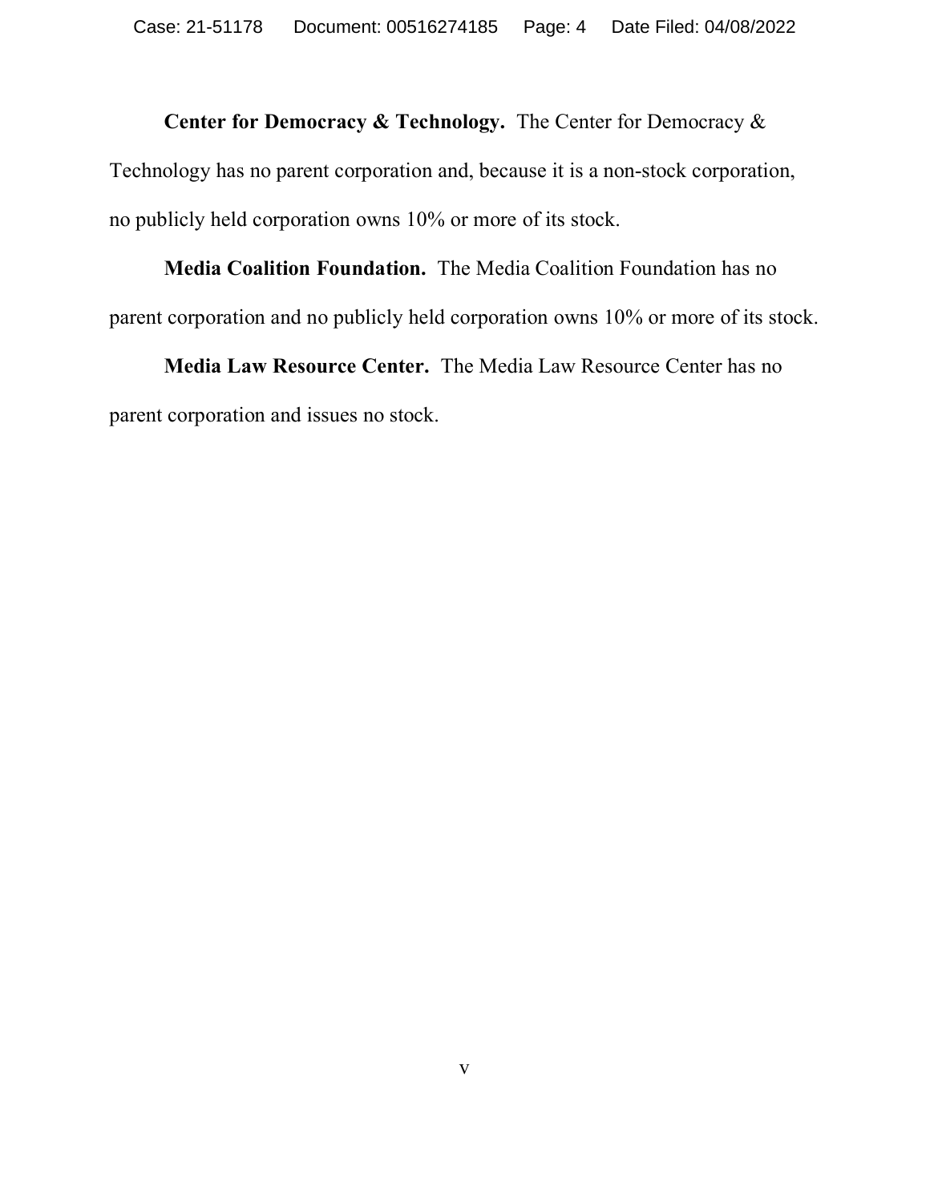**Center for Democracy & Technology.** The Center for Democracy & Technology has no parent corporation and, because it is a non-stock corporation, no publicly held corporation owns 10% or more of its stock.

**Media Coalition Foundation.** The Media Coalition Foundation has no parent corporation and no publicly held corporation owns 10% or more of its stock.

**Media Law Resource Center.** The Media Law Resource Center has no parent corporation and issues no stock.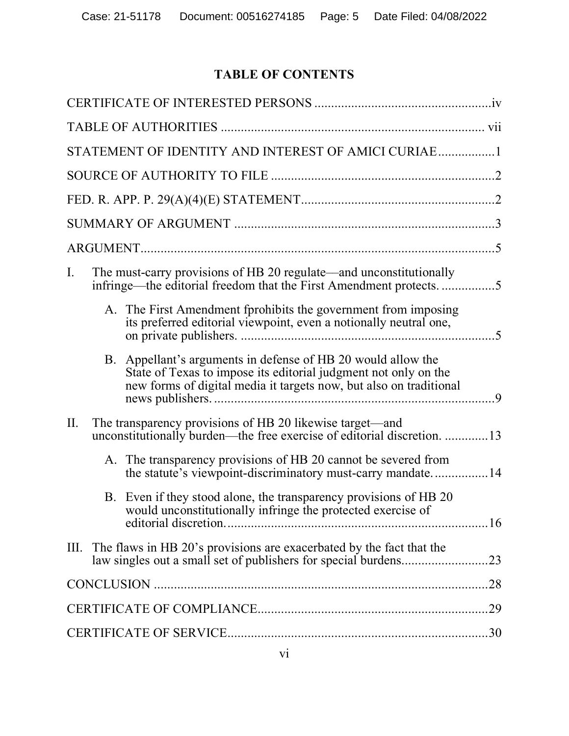## TABLE OF CONTENTS

CERTIFICATE OF INTERESTED PERSONS .....................................................iv

TABLE OF AUTHORITIES ............................................................................... vii

STATEMENT OF IDENTITY AND INTEREST OF AMICI CURIAE.................1

SOURCE OF AUTHORITY TO FILE ...................................................................2

FED. R. APP. P. 29(A)(4)(E) STATEMENT..........................................................2

SUMMARY OF ARGUMENT ..............................................................................3

ARGUMENT..........................................................................................................5

I. The must-carry provisions of HB 20 regulate—and unconstitutionally infringe—the editorial freedom that the First Amendment protects. ................5

   A. The First Amendment fprohibits the government from imposing its preferred editorial viewpoint, even a notionally neutral one, on private publishers. ............................................................................5

   B. Appellant's arguments in defense of HB 20 would allow the State of Texas to impose its editorial judgment not only on the new forms of digital media it targets now, but also on traditional news publishers. ....................................................................................9

II. The transparency provisions of HB 20 likewise target—and unconstitutionally burden—the free exercise of editorial discretion. .............13

   A. The transparency provisions of HB 20 cannot be severed from the statute's viewpoint-discriminatory must-carry mandate. ................14

   B. Even if they stood alone, the transparency provisions of HB 20 would unconstitutionally infringe the protected exercise of editorial discretion. ...............................................................................16

III. The flaws in HB 20's provisions are exacerbated by the fact that the law singles out a small set of publishers for special burdens..........................23

CONCLUSION ....................................................................................................28

CERTIFICATE OF COMPLIANCE.....................................................................29

CERTIFICATE OF SERVICE..............................................................................30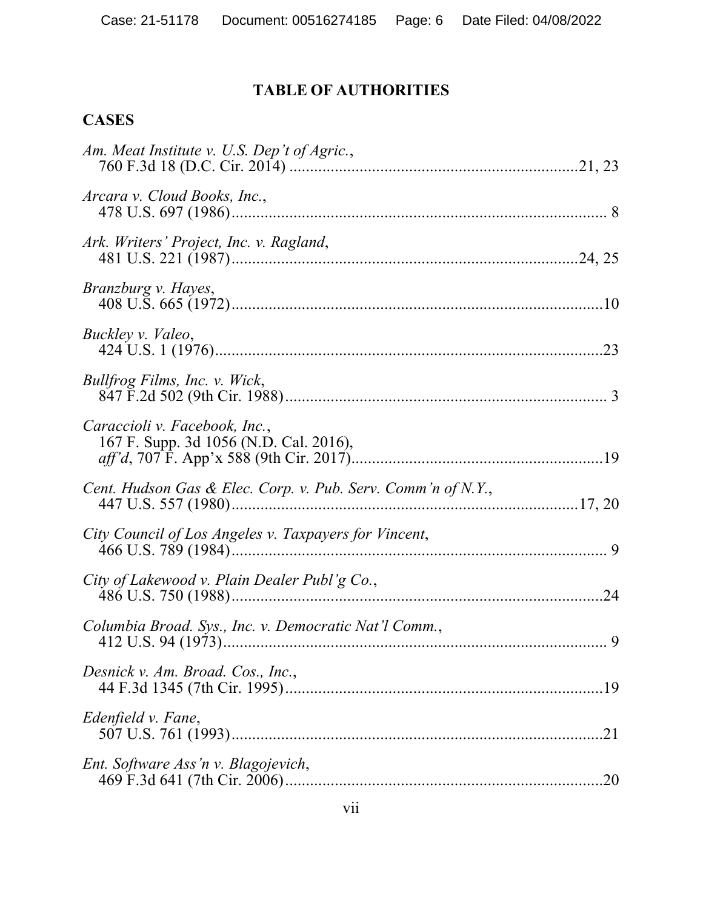## TABLE OF AUTHORITIES

### CASES

*Am. Meat Institute v. U.S. Dep't of Agric.*, 760 F.3d 18 (D.C. Cir. 2014) ....................................................................21, 23

*Arcara v. Cloud Books, Inc.*, 478 U.S. 697 (1986)........................................................................................ 8

*Ark. Writers' Project, Inc. v. Ragland*, 481 U.S. 221 (1987)..................................................................................24, 25

*Branzburg v. Hayes*, 408 U.S. 665 (1972)........................................................................................10

*Buckley v. Valeo*, 424 U.S. 1 (1976).............................................................................................23

*Bullfrog Films, Inc. v. Wick*, 847 F.2d 502 (9th Cir. 1988)............................................................................ 3

*Caraccioli v. Facebook, Inc.*, 167 F. Supp. 3d 1056 (N.D. Cal. 2016), *aff'd*, 707 F. App'x 588 (9th Cir. 2017).............................................................19

*Cent. Hudson Gas & Elec. Corp. v. Pub. Serv. Comm'n of N.Y.*, 447 U.S. 557 (1980)..................................................................................17, 20

*City Council of Los Angeles v. Taxpayers for Vincent*, 466 U.S. 789 (1984)........................................................................................ 9

*City of Lakewood v. Plain Dealer Publ'g Co.*, 486 U.S. 750 (1988)........................................................................................24

*Columbia Broad. Sys., Inc. v. Democratic Nat'l Comm.*, 412 U.S. 94 (1973).......................................................................................... 9

*Desnick v. Am. Broad. Cos., Inc.*, 44 F.3d 1345 (7th Cir. 1995)...........................................................................19

*Edenfield v. Fane*, 507 U.S. 761 (1993)........................................................................................21

*Ent. Software Ass'n v. Blagojevich*, 469 F.3d 641 (7th Cir. 2006)............................................................................20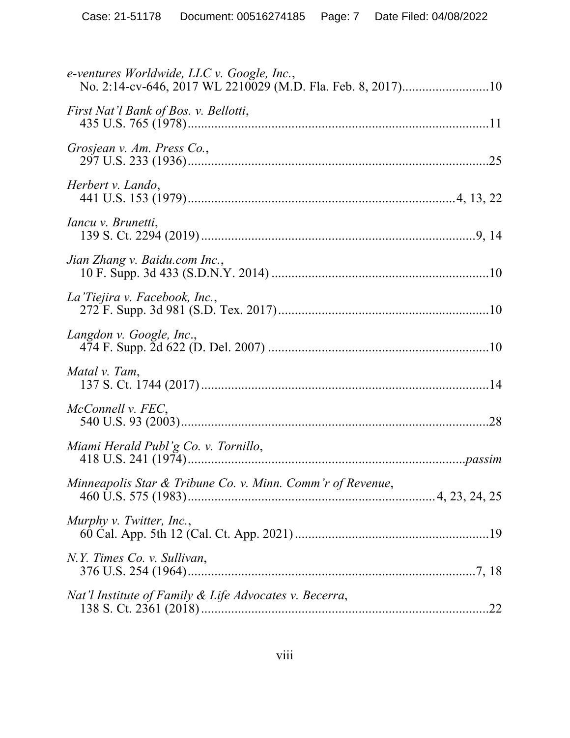*e-ventures Worldwide, LLC v. Google, Inc.*,
No. 2:14-cv-646, 2017 WL 2210029 (M.D. Fla. Feb. 8, 2017)..........................10

*First Nat'l Bank of Bos. v. Bellotti*,
435 U.S. 765 (1978).........................................................................................11

*Grosjean v. Am. Press Co.*,
297 U.S. 233 (1936).........................................................................................25

*Herbert v. Lando*,
441 U.S. 153 (1979)............................................................................4, 13, 22

*Iancu v. Brunetti*,
139 S. Ct. 2294 (2019)...................................................................................9, 14

*Jian Zhang v. Baidu.com Inc.*,
10 F. Supp. 3d 433 (S.D.N.Y. 2014)..................................................................10

*La'Tiejira v. Facebook, Inc.*,
272 F. Supp. 3d 981 (S.D. Tex. 2017)...............................................................10

*Langdon v. Google, Inc.*,
474 F. Supp. 2d 622 (D. Del. 2007)..................................................................10

*Matal v. Tam*,
137 S. Ct. 1744 (2017).......................................................................................14

*McConnell v. FEC*,
540 U.S. 93 (2003).............................................................................................28

*Miami Herald Publ'g Co. v. Tornillo*,
418 U.S. 241 (1974)....................................................................................*passim*

*Minneapolis Star & Tribune Co. v. Minn. Comm'r of Revenue*,
460 U.S. 575 (1983).........................................................................4, 23, 24, 25

*Murphy v. Twitter, Inc.*,
60 Cal. App. 5th 12 (Cal. Ct. App. 2021)..........................................................19

*N.Y. Times Co. v. Sullivan*,
376 U.S. 254 (1964)........................................................................................7, 18

*Nat'l Institute of Family & Life Advocates v. Becerra*,
138 S. Ct. 2361 (2018).......................................................................................22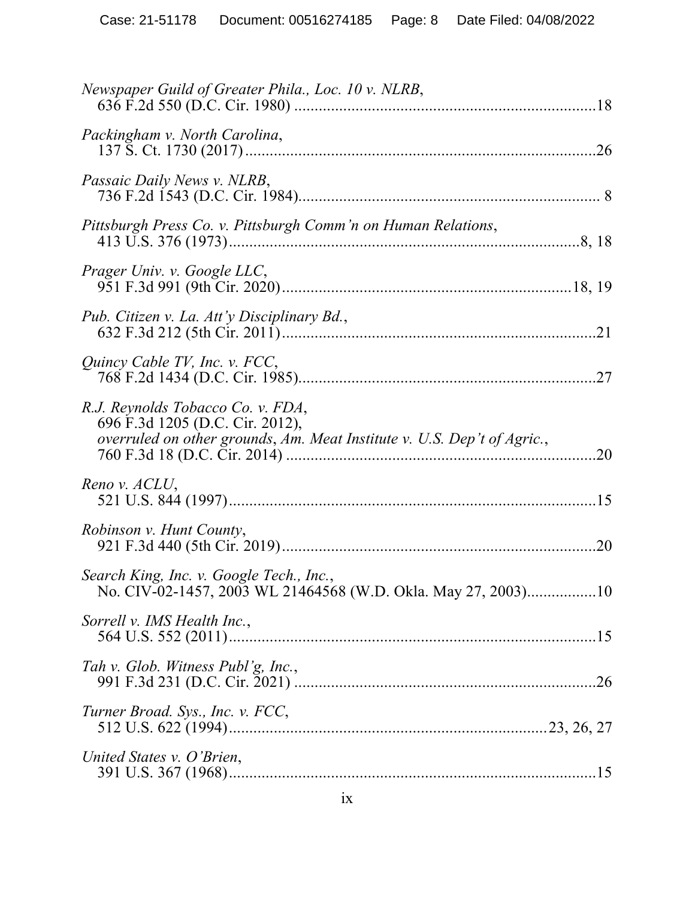*Newspaper Guild of Greater Phila., Loc. 10 v. NLRB*,
636 F.2d 550 (D.C. Cir. 1980) ....................................................................18

*Packingham v. North Carolina*,
137 S. Ct. 1730 (2017)..............................................................................26

*Passaic Daily News v. NLRB*,
736 F.2d 1543 (D.C. Cir. 1984)..................................................................... 8

*Pittsburgh Press Co. v. Pittsburgh Comm'n on Human Relations*,
413 U.S. 376 (1973)...............................................................................8, 18

*Prager Univ. v. Google LLC*,
951 F.3d 991 (9th Cir. 2020)................................................................18, 19

*Pub. Citizen v. La. Att'y Disciplinary Bd.*,
632 F.3d 212 (5th Cir. 2011).......................................................................21

*Quincy Cable TV, Inc. v. FCC*,
768 F.2d 1434 (D.C. Cir. 1985)...................................................................27

*R.J. Reynolds Tobacco Co. v. FDA*,
696 F.3d 1205 (D.C. Cir. 2012),
*overruled on other grounds*, *Am. Meat Institute v. U.S. Dep't of Agric.*,
760 F.3d 18 (D.C. Cir. 2014) ......................................................................20

*Reno v. ACLU*,
521 U.S. 844 (1997)....................................................................................15

*Robinson v. Hunt County*,
921 F.3d 440 (5th Cir. 2019).......................................................................20

*Search King, Inc. v. Google Tech., Inc.*,
No. CIV-02-1457, 2003 WL 21464568 (W.D. Okla. May 27, 2003)................10

*Sorrell v. IMS Health Inc.*,
564 U.S. 552 (2011)....................................................................................15

*Tah v. Glob. Witness Publ'g, Inc.*,
991 F.3d 231 (D.C. Cir. 2021) ....................................................................26

*Turner Broad. Sys., Inc. v. FCC*,
512 U.S. 622 (1994)......................................................................23, 26, 27

*United States v. O'Brien*,
391 U.S. 367 (1968)....................................................................................15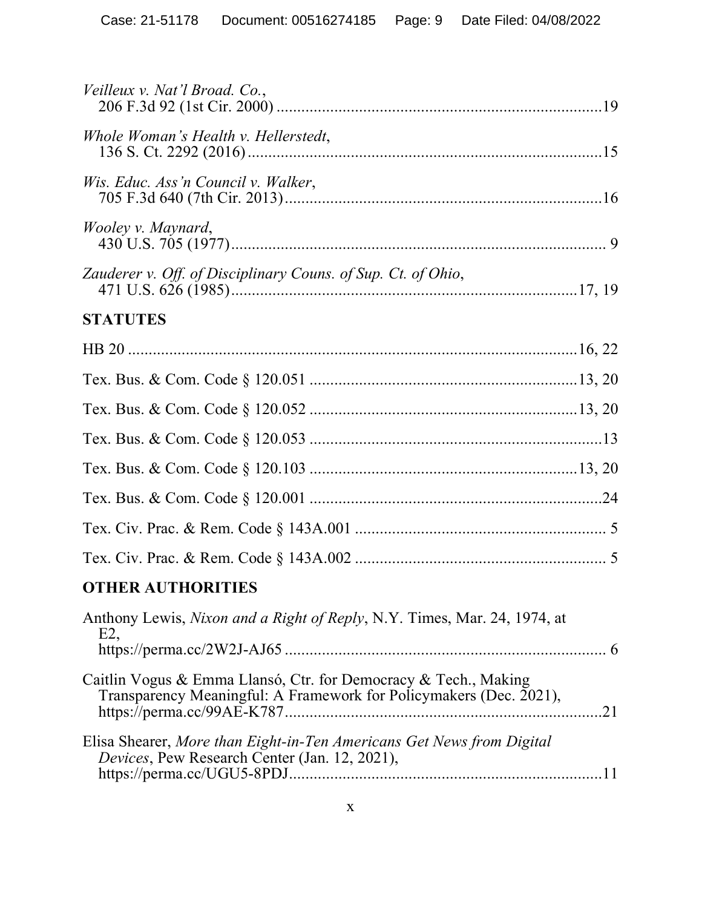*Veilleux v. Nat'l Broad. Co.*,
206 F.3d 92 (1st Cir. 2000) ....................................................................19

*Whole Woman's Health v. Hellerstedt*,
136 S. Ct. 2292 (2016) ..........................................................................15

*Wis. Educ. Ass'n Council v. Walker*,
705 F.3d 640 (7th Cir. 2013) ..................................................................16

*Wooley v. Maynard*,
430 U.S. 705 (1977) ............................................................................... 9

*Zauderer v. Off. of Disciplinary Couns. of Sup. Ct. of Ohio*,
471 U.S. 626 (1985) .........................................................................17, 19

## STATUTES

HB 20 ..................................................................................................16, 22

Tex. Bus. & Com. Code § 120.051 ....................................................13, 20

Tex. Bus. & Com. Code § 120.052 ....................................................13, 20

Tex. Bus. & Com. Code § 120.053 ...........................................................13

Tex. Bus. & Com. Code § 120.103 ....................................................13, 20

Tex. Bus. & Com. Code § 120.001 ...........................................................24

Tex. Civ. Prac. & Rem. Code § 143A.001 ................................................ 5

Tex. Civ. Prac. & Rem. Code § 143A.002 ................................................ 5

## OTHER AUTHORITIES

Anthony Lewis, *Nixon and a Right of Reply*, N.Y. Times, Mar. 24, 1974, at E2,
https://perma.cc/2W2J-AJ65 .................................................................. 6

Caitlin Vogus & Emma Llansó, Ctr. for Democracy & Tech., Making Transparency Meaningful: A Framework for Policymakers (Dec. 2021),
https://perma.cc/99AE-K787..................................................................21

Elisa Shearer, *More than Eight-in-Ten Americans Get News from Digital Devices*, Pew Research Center (Jan. 12, 2021),
https://perma.cc/UGU5-8PDJ.................................................................11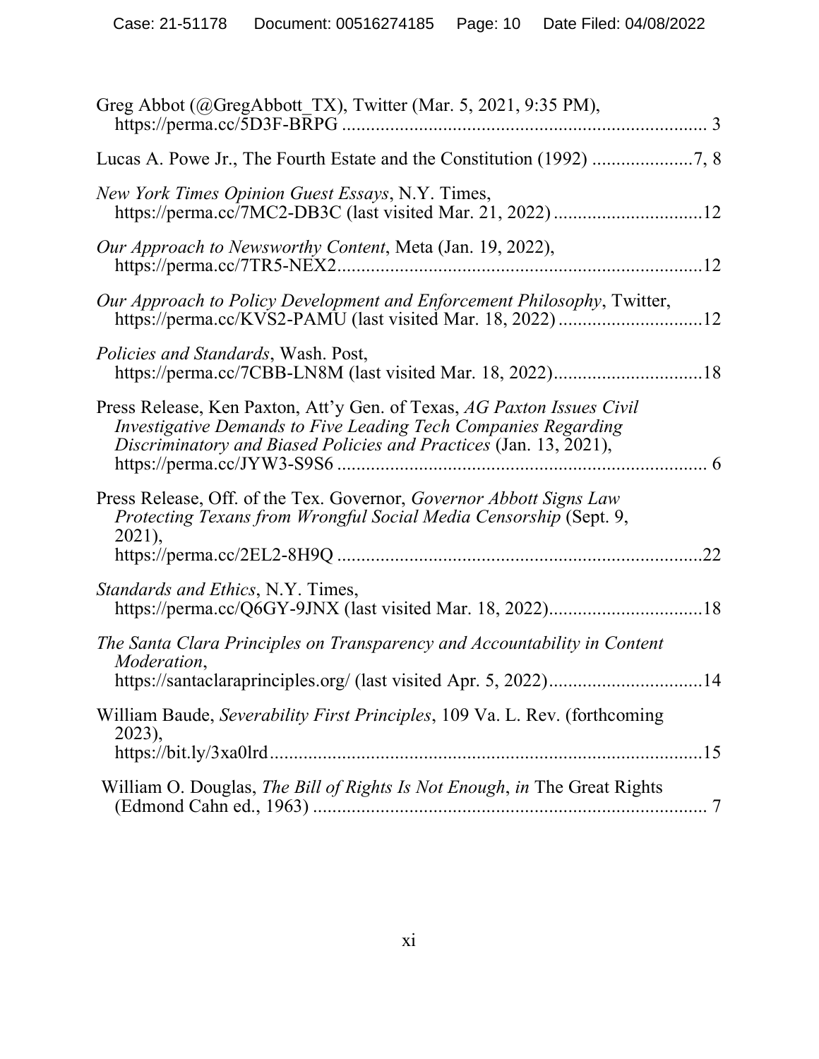Greg Abbot (@GregAbbott_TX), Twitter (Mar. 5, 2021, 9:35 PM), https://perma.cc/5D3F-BRPG ............................................................................ 3

Lucas A. Powe Jr., The Fourth Estate and the Constitution (1992) .....................7, 8

*New York Times Opinion Guest Essays*, N.Y. Times, https://perma.cc/7MC2-DB3C (last visited Mar. 21, 2022) ...............................12

*Our Approach to Newsworthy Content*, Meta (Jan. 19, 2022), https://perma.cc/7TR5-NEX2............................................................................12

*Our Approach to Policy Development and Enforcement Philosophy*, Twitter, https://perma.cc/KVS2-PAMU (last visited Mar. 18, 2022) ..............................12

*Policies and Standards*, Wash. Post, https://perma.cc/7CBB-LN8M (last visited Mar. 18, 2022)...............................18

Press Release, Ken Paxton, Att'y Gen. of Texas, *AG Paxton Issues Civil Investigative Demands to Five Leading Tech Companies Regarding Discriminatory and Biased Policies and Practices* (Jan. 13, 2021), https://perma.cc/JYW3-S9S6 ............................................................................ 6

Press Release, Off. of the Tex. Governor, *Governor Abbott Signs Law Protecting Texans from Wrongful Social Media Censorship* (Sept. 9, 2021), https://perma.cc/2EL2-8H9Q ...........................................................................22

*Standards and Ethics*, N.Y. Times, https://perma.cc/Q6GY-9JNX (last visited Mar. 18, 2022)................................18

*The Santa Clara Principles on Transparency and Accountability in Content Moderation*, https://santaclaraprinciples.org/ (last visited Apr. 5, 2022)................................14

William Baude, *Severability First Principles*, 109 Va. L. Rev. (forthcoming 2023), https://bit.ly/3xa0lrd..........................................................................................15

William O. Douglas, *The Bill of Rights Is Not Enough*, *in* The Great Rights (Edmond Cahn ed., 1963) ................................................................................... 7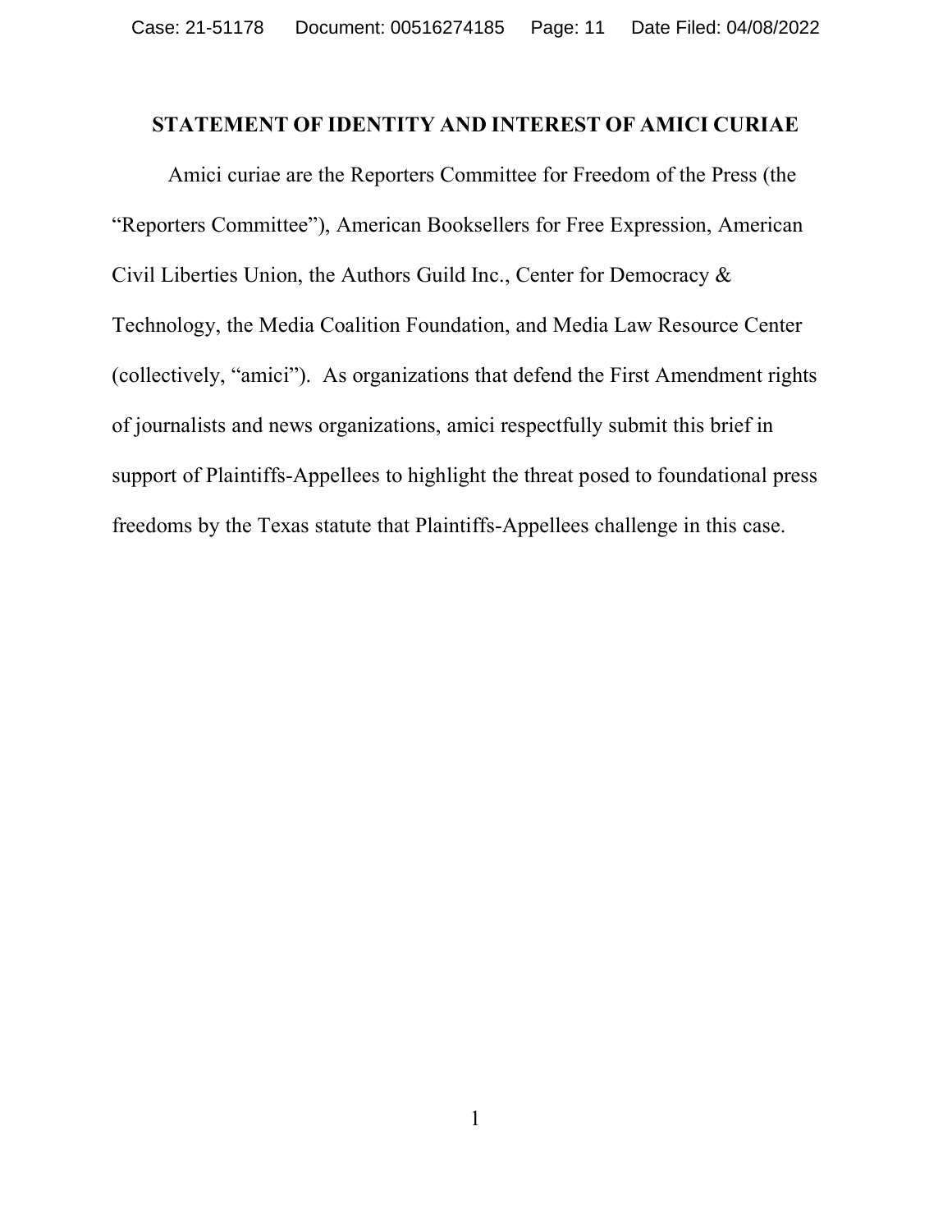## STATEMENT OF IDENTITY AND INTEREST OF AMICI CURIAE

Amici curiae are the Reporters Committee for Freedom of the Press (the "Reporters Committee"), American Booksellers for Free Expression, American Civil Liberties Union, the Authors Guild Inc., Center for Democracy & Technology, the Media Coalition Foundation, and Media Law Resource Center (collectively, "amici"). As organizations that defend the First Amendment rights of journalists and news organizations, amici respectfully submit this brief in support of Plaintiffs-Appellees to highlight the threat posed to foundational press freedoms by the Texas statute that Plaintiffs-Appellees challenge in this case.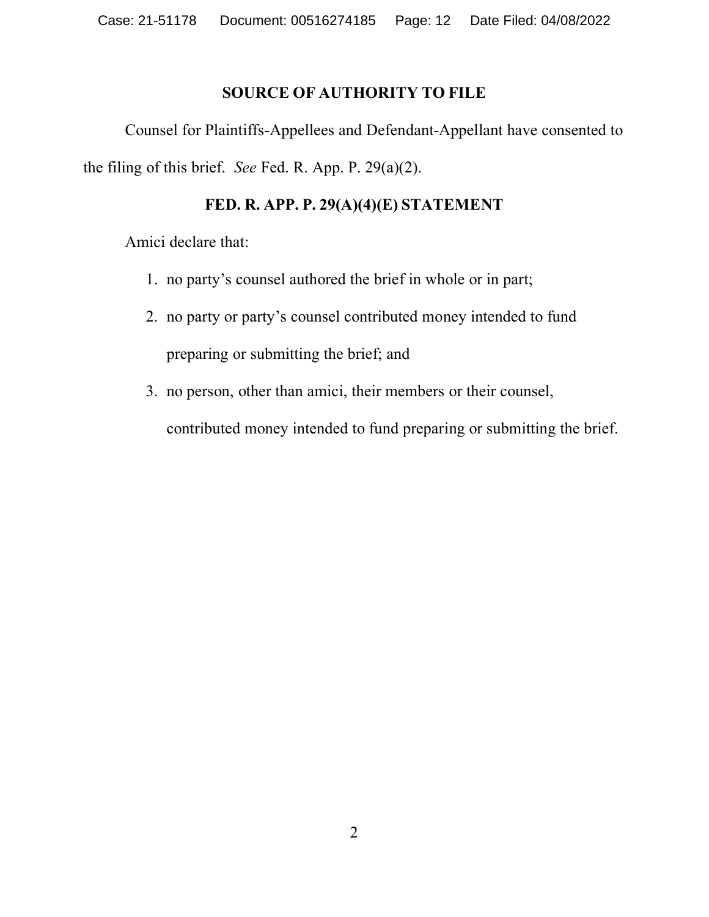## SOURCE OF AUTHORITY TO FILE

Counsel for Plaintiffs-Appellees and Defendant-Appellant have consented to the filing of this brief. *See* Fed. R. App. P. 29(a)(2).

## FED. R. APP. P. 29(A)(4)(E) STATEMENT

Amici declare that:

1. no party's counsel authored the brief in whole or in part;
2. no party or party's counsel contributed money intended to fund preparing or submitting the brief; and
3. no person, other than amici, their members or their counsel, contributed money intended to fund preparing or submitting the brief.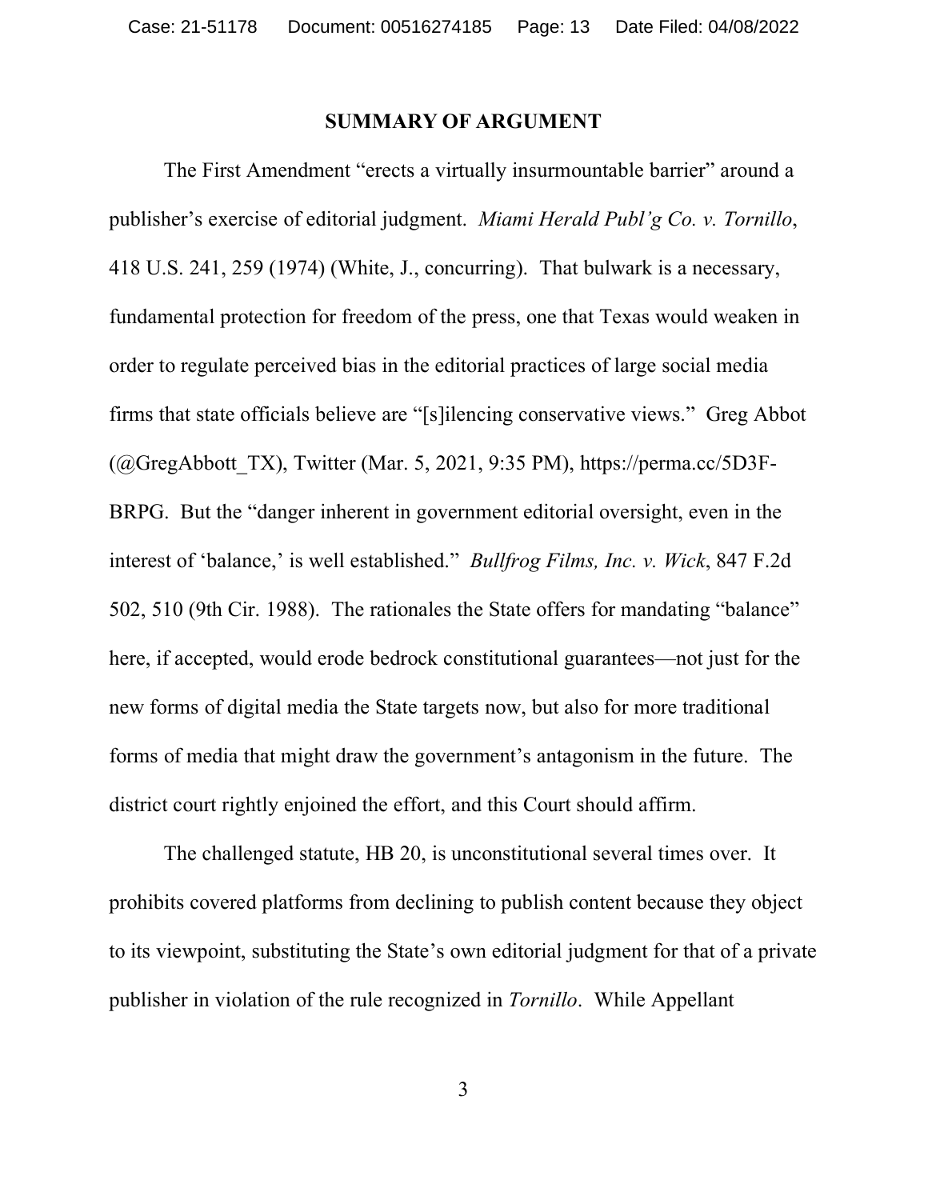## SUMMARY OF ARGUMENT

The First Amendment "erects a virtually insurmountable barrier" around a publisher's exercise of editorial judgment. *Miami Herald Publ'g Co. v. Tornillo*, 418 U.S. 241, 259 (1974) (White, J., concurring). That bulwark is a necessary, fundamental protection for freedom of the press, one that Texas would weaken in order to regulate perceived bias in the editorial practices of large social media firms that state officials believe are "[s]ilencing conservative views." Greg Abbot (@GregAbbott_TX), Twitter (Mar. 5, 2021, 9:35 PM), https://perma.cc/5D3F-BRPG. But the "danger inherent in government editorial oversight, even in the interest of 'balance,' is well established." *Bullfrog Films, Inc. v. Wick*, 847 F.2d 502, 510 (9th Cir. 1988). The rationales the State offers for mandating "balance" here, if accepted, would erode bedrock constitutional guarantees—not just for the new forms of digital media the State targets now, but also for more traditional forms of media that might draw the government's antagonism in the future. The district court rightly enjoined the effort, and this Court should affirm.

The challenged statute, HB 20, is unconstitutional several times over. It prohibits covered platforms from declining to publish content because they object to its viewpoint, substituting the State's own editorial judgment for that of a private publisher in violation of the rule recognized in *Tornillo*. While Appellant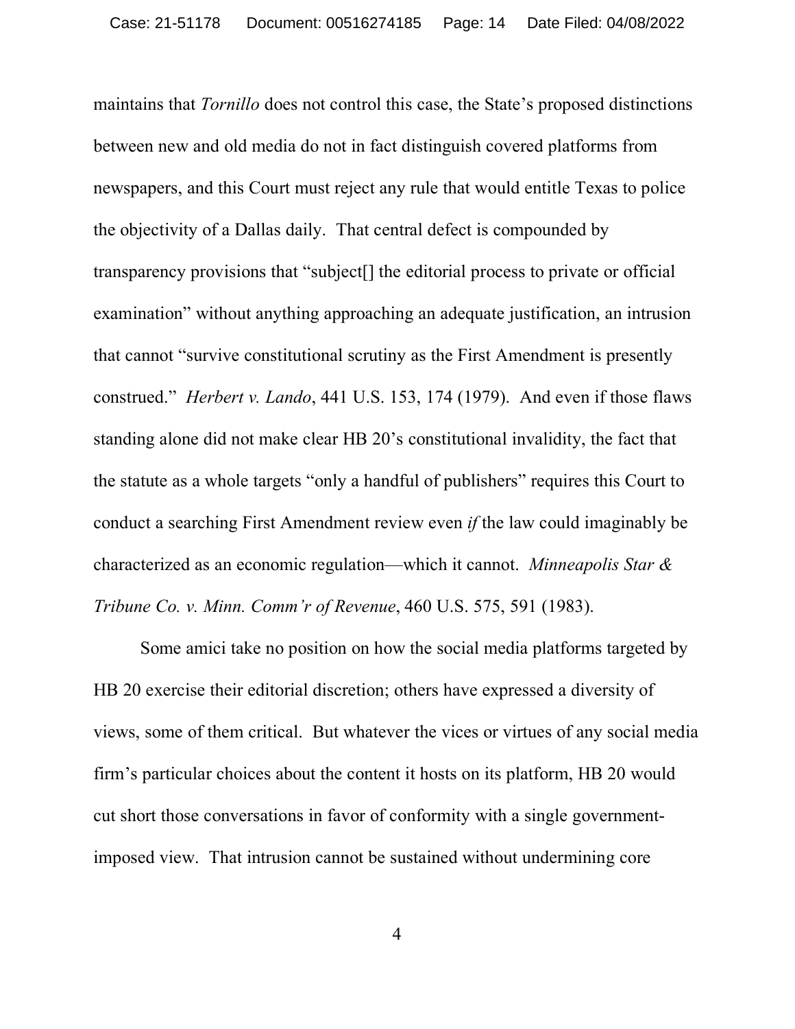maintains that *Tornillo* does not control this case, the State's proposed distinctions between new and old media do not in fact distinguish covered platforms from newspapers, and this Court must reject any rule that would entitle Texas to police the objectivity of a Dallas daily. That central defect is compounded by transparency provisions that "subject[] the editorial process to private or official examination" without anything approaching an adequate justification, an intrusion that cannot "survive constitutional scrutiny as the First Amendment is presently construed." *Herbert v. Lando*, 441 U.S. 153, 174 (1979). And even if those flaws standing alone did not make clear HB 20's constitutional invalidity, the fact that the statute as a whole targets "only a handful of publishers" requires this Court to conduct a searching First Amendment review even *if* the law could imaginably be characterized as an economic regulation—which it cannot. *Minneapolis Star & Tribune Co. v. Minn. Comm'r of Revenue*, 460 U.S. 575, 591 (1983).

Some amici take no position on how the social media platforms targeted by HB 20 exercise their editorial discretion; others have expressed a diversity of views, some of them critical. But whatever the vices or virtues of any social media firm's particular choices about the content it hosts on its platform, HB 20 would cut short those conversations in favor of conformity with a single government-imposed view. That intrusion cannot be sustained without undermining core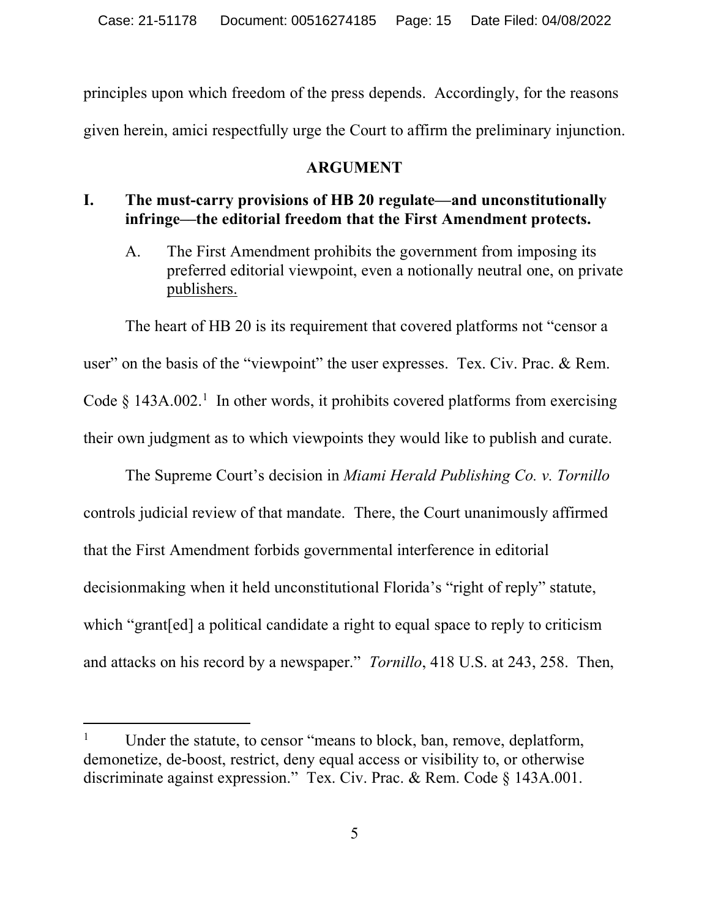principles upon which freedom of the press depends. Accordingly, for the reasons given herein, amici respectfully urge the Court to affirm the preliminary injunction.

## ARGUMENT

### I. The must-carry provisions of HB 20 regulate—and unconstitutionally infringe—the editorial freedom that the First Amendment protects.

#### A. The First Amendment prohibits the government from imposing its preferred editorial viewpoint, even a notionally neutral one, on private publishers.

The heart of HB 20 is its requirement that covered platforms not "censor a user" on the basis of the "viewpoint" the user expresses. Tex. Civ. Prac. & Rem. Code § 143A.002.[1] In other words, it prohibits covered platforms from exercising their own judgment as to which viewpoints they would like to publish and curate.

The Supreme Court's decision in *Miami Herald Publishing Co. v. Tornillo* controls judicial review of that mandate. There, the Court unanimously affirmed that the First Amendment forbids governmental interference in editorial decisionmaking when it held unconstitutional Florida's "right of reply" statute, which "grant[ed] a political candidate a right to equal space to reply to criticism and attacks on his record by a newspaper." *Tornillo*, 418 U.S. at 243, 258. Then,

---

[1] Under the statute, to censor "means to block, ban, remove, deplatform, demonetize, de-boost, restrict, deny equal access or visibility to, or otherwise discriminate against expression." Tex. Civ. Prac. & Rem. Code § 143A.001.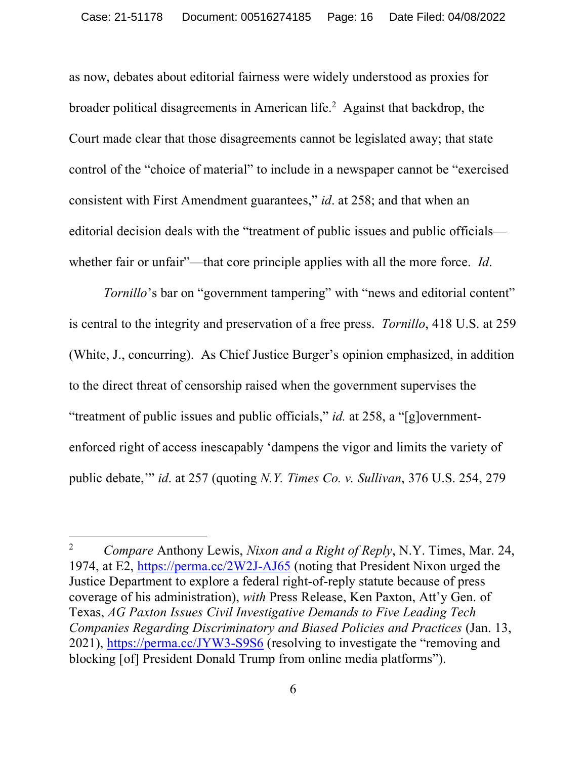as now, debates about editorial fairness were widely understood as proxies for broader political disagreements in American life.[2] Against that backdrop, the Court made clear that those disagreements cannot be legislated away; that state control of the "choice of material" to include in a newspaper cannot be "exercised consistent with First Amendment guarantees," *id*. at 258; and that when an editorial decision deals with the "treatment of public issues and public officials—whether fair or unfair"—that core principle applies with all the more force. *Id*.

*Tornillo*'s bar on "government tampering" with "news and editorial content" is central to the integrity and preservation of a free press. *Tornillo*, 418 U.S. at 259 (White, J., concurring). As Chief Justice Burger's opinion emphasized, in addition to the direct threat of censorship raised when the government supervises the "treatment of public issues and public officials," *id.* at 258, a "[g]overnment-enforced right of access inescapably 'dampens the vigor and limits the variety of public debate,'" *id*. at 257 (quoting *N.Y. Times Co. v. Sullivan*, 376 U.S. 254, 279

---

[2] *Compare* Anthony Lewis, *Nixon and a Right of Reply*, N.Y. Times, Mar. 24, 1974, at E2, https://perma.cc/2W2J-AJ65 (noting that President Nixon urged the Justice Department to explore a federal right-of-reply statute because of press coverage of his administration), *with* Press Release, Ken Paxton, Att'y Gen. of Texas, *AG Paxton Issues Civil Investigative Demands to Five Leading Tech Companies Regarding Discriminatory and Biased Policies and Practices* (Jan. 13, 2021), https://perma.cc/JYW3-S9S6 (resolving to investigate the "removing and blocking [of] President Donald Trump from online media platforms").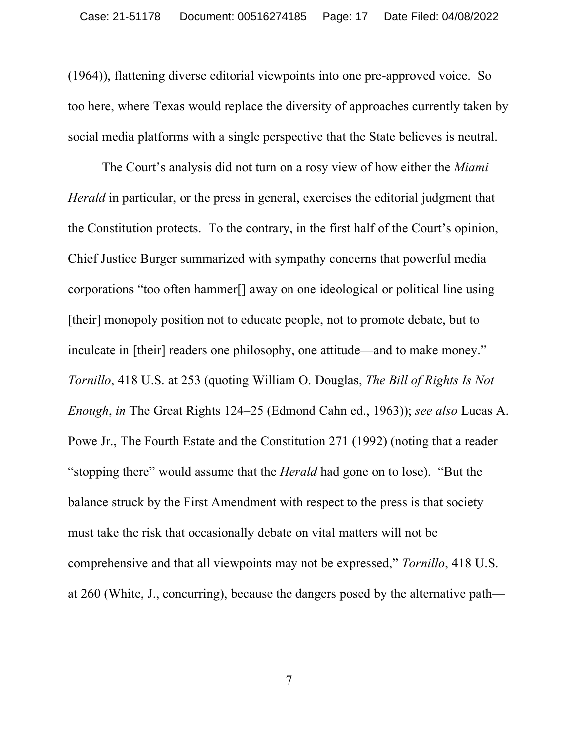(1964)), flattening diverse editorial viewpoints into one pre-approved voice. So too here, where Texas would replace the diversity of approaches currently taken by social media platforms with a single perspective that the State believes is neutral.

The Court's analysis did not turn on a rosy view of how either the *Miami Herald* in particular, or the press in general, exercises the editorial judgment that the Constitution protects. To the contrary, in the first half of the Court's opinion, Chief Justice Burger summarized with sympathy concerns that powerful media corporations "too often hammer[] away on one ideological or political line using [their] monopoly position not to educate people, not to promote debate, but to inculcate in [their] readers one philosophy, one attitude—and to make money." *Tornillo*, 418 U.S. at 253 (quoting William O. Douglas, *The Bill of Rights Is Not Enough*, *in* The Great Rights 124–25 (Edmond Cahn ed., 1963)); *see also* Lucas A. Powe Jr., The Fourth Estate and the Constitution 271 (1992) (noting that a reader "stopping there" would assume that the *Herald* had gone on to lose). "But the balance struck by the First Amendment with respect to the press is that society must take the risk that occasionally debate on vital matters will not be comprehensive and that all viewpoints may not be expressed," *Tornillo*, 418 U.S. at 260 (White, J., concurring), because the dangers posed by the alternative path—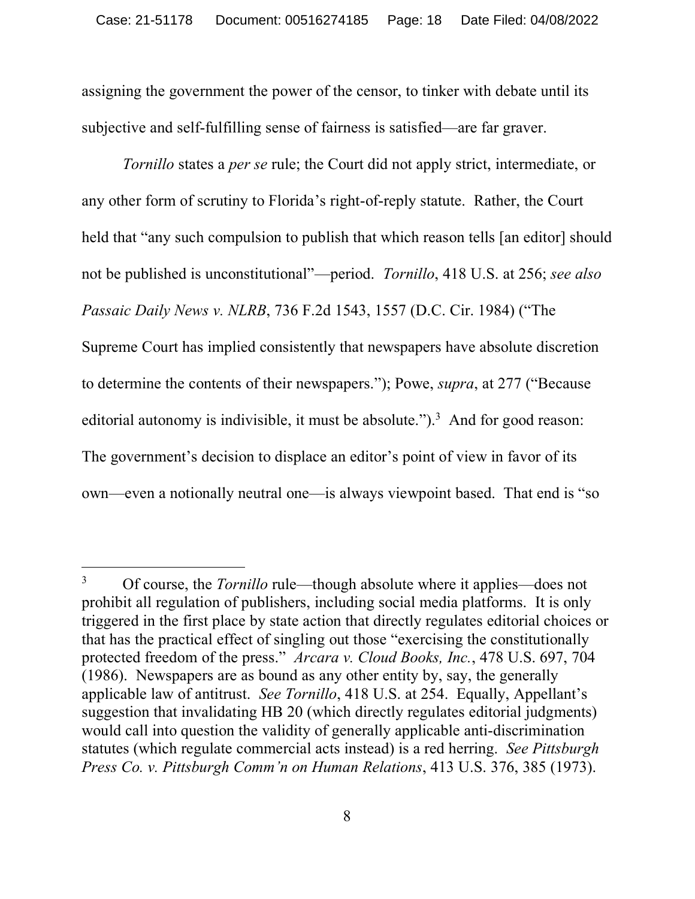assigning the government the power of the censor, to tinker with debate until its subjective and self-fulfilling sense of fairness is satisfied—are far graver.

*Tornillo* states a *per se* rule; the Court did not apply strict, intermediate, or any other form of scrutiny to Florida's right-of-reply statute. Rather, the Court held that "any such compulsion to publish that which reason tells [an editor] should not be published is unconstitutional"—period. *Tornillo*, 418 U.S. at 256; *see also Passaic Daily News v. NLRB*, 736 F.2d 1543, 1557 (D.C. Cir. 1984) ("The Supreme Court has implied consistently that newspapers have absolute discretion to determine the contents of their newspapers."); Powe, *supra*, at 277 ("Because editorial autonomy is indivisible, it must be absolute.").[3] And for good reason: The government's decision to displace an editor's point of view in favor of its own—even a notionally neutral one—is always viewpoint based. That end is "so

---

[3] Of course, the *Tornillo* rule—though absolute where it applies—does not prohibit all regulation of publishers, including social media platforms. It is only triggered in the first place by state action that directly regulates editorial choices or that has the practical effect of singling out those "exercising the constitutionally protected freedom of the press." *Arcara v. Cloud Books, Inc.*, 478 U.S. 697, 704 (1986). Newspapers are as bound as any other entity by, say, the generally applicable law of antitrust. *See Tornillo*, 418 U.S. at 254. Equally, Appellant's suggestion that invalidating HB 20 (which directly regulates editorial judgments) would call into question the validity of generally applicable anti-discrimination statutes (which regulate commercial acts instead) is a red herring. *See Pittsburgh Press Co. v. Pittsburgh Comm'n on Human Relations*, 413 U.S. 376, 385 (1973).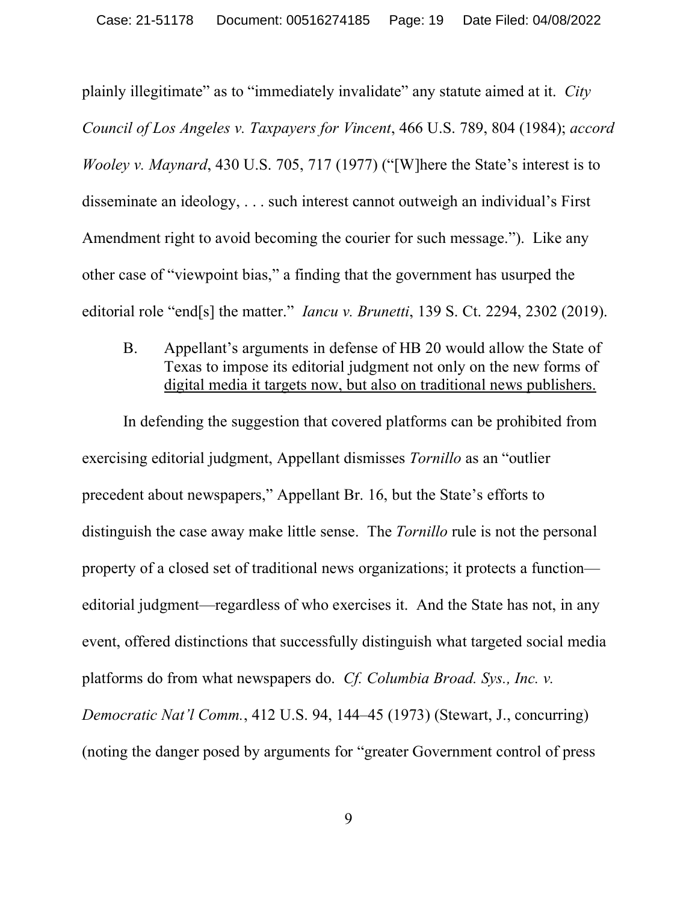plainly illegitimate" as to "immediately invalidate" any statute aimed at it. *City Council of Los Angeles v. Taxpayers for Vincent*, 466 U.S. 789, 804 (1984); *accord Wooley v. Maynard*, 430 U.S. 705, 717 (1977) ("[W]here the State's interest is to disseminate an ideology, . . . such interest cannot outweigh an individual's First Amendment right to avoid becoming the courier for such message."). Like any other case of "viewpoint bias," a finding that the government has usurped the editorial role "end[s] the matter." *Iancu v. Brunetti*, 139 S. Ct. 2294, 2302 (2019).

### B. Appellant's arguments in defense of HB 20 would allow the State of Texas to impose its editorial judgment not only on the new forms of digital media it targets now, but also on traditional news publishers.

In defending the suggestion that covered platforms can be prohibited from exercising editorial judgment, Appellant dismisses *Tornillo* as an "outlier precedent about newspapers," Appellant Br. 16, but the State's efforts to distinguish the case away make little sense. The *Tornillo* rule is not the personal property of a closed set of traditional news organizations; it protects a function—editorial judgment—regardless of who exercises it. And the State has not, in any event, offered distinctions that successfully distinguish what targeted social media platforms do from what newspapers do. *Cf. Columbia Broad. Sys., Inc. v. Democratic Nat'l Comm.*, 412 U.S. 94, 144–45 (1973) (Stewart, J., concurring) (noting the danger posed by arguments for "greater Government control of press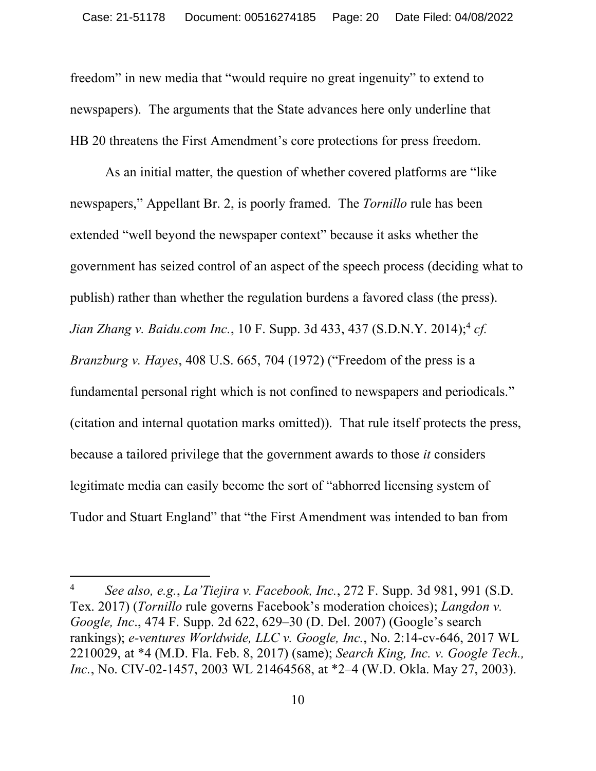freedom" in new media that "would require no great ingenuity" to extend to newspapers). The arguments that the State advances here only underline that HB 20 threatens the First Amendment's core protections for press freedom.

As an initial matter, the question of whether covered platforms are "like newspapers," Appellant Br. 2, is poorly framed. The *Tornillo* rule has been extended "well beyond the newspaper context" because it asks whether the government has seized control of an aspect of the speech process (deciding what to publish) rather than whether the regulation burdens a favored class (the press). *Jian Zhang v. Baidu.com Inc.*, 10 F. Supp. 3d 433, 437 (S.D.N.Y. 2014);[4] *cf. Branzburg v. Hayes*, 408 U.S. 665, 704 (1972) ("Freedom of the press is a fundamental personal right which is not confined to newspapers and periodicals." (citation and internal quotation marks omitted)). That rule itself protects the press, because a tailored privilege that the government awards to those *it* considers legitimate media can easily become the sort of "abhorred licensing system of Tudor and Stuart England" that "the First Amendment was intended to ban from

---

[4] *See also, e.g.*, *La'Tiejira v. Facebook, Inc.*, 272 F. Supp. 3d 981, 991 (S.D. Tex. 2017) (*Tornillo* rule governs Facebook's moderation choices); *Langdon v. Google, Inc*., 474 F. Supp. 2d 622, 629–30 (D. Del. 2007) (Google's search rankings); *e-ventures Worldwide, LLC v. Google, Inc.*, No. 2:14-cv-646, 2017 WL 2210029, at *4 (M.D. Fla. Feb. 8, 2017) (same); *Search King, Inc. v. Google Tech., Inc.*, No. CIV-02-1457, 2003 WL 21464568, at *2–4 (W.D. Okla. May 27, 2003).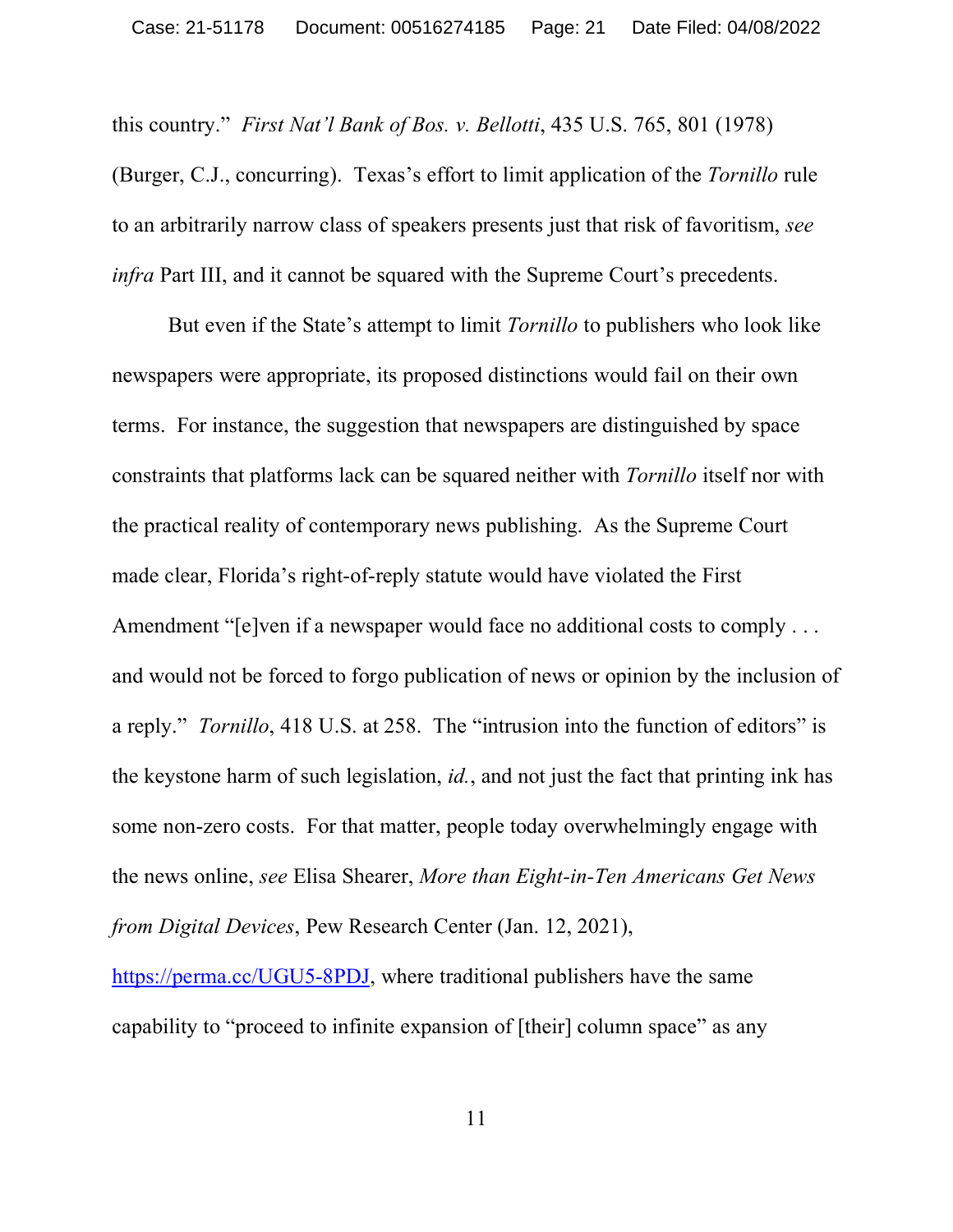this country." *First Nat'l Bank of Bos. v. Bellotti*, 435 U.S. 765, 801 (1978) (Burger, C.J., concurring). Texas's effort to limit application of the *Tornillo* rule to an arbitrarily narrow class of speakers presents just that risk of favoritism, *see infra* Part III, and it cannot be squared with the Supreme Court's precedents.

But even if the State's attempt to limit *Tornillo* to publishers who look like newspapers were appropriate, its proposed distinctions would fail on their own terms. For instance, the suggestion that newspapers are distinguished by space constraints that platforms lack can be squared neither with *Tornillo* itself nor with the practical reality of contemporary news publishing. As the Supreme Court made clear, Florida's right-of-reply statute would have violated the First Amendment "[e]ven if a newspaper would face no additional costs to comply . . . and would not be forced to forgo publication of news or opinion by the inclusion of a reply." *Tornillo*, 418 U.S. at 258. The "intrusion into the function of editors" is the keystone harm of such legislation, *id.*, and not just the fact that printing ink has some non-zero costs. For that matter, people today overwhelmingly engage with the news online, *see* Elisa Shearer, *More than Eight-in-Ten Americans Get News from Digital Devices*, Pew Research Center (Jan. 12, 2021), [https://perma.cc/UGU5-8PDJ](https://perma.cc/UGU5-8PDJ), where traditional publishers have the same capability to "proceed to infinite expansion of [their] column space" as any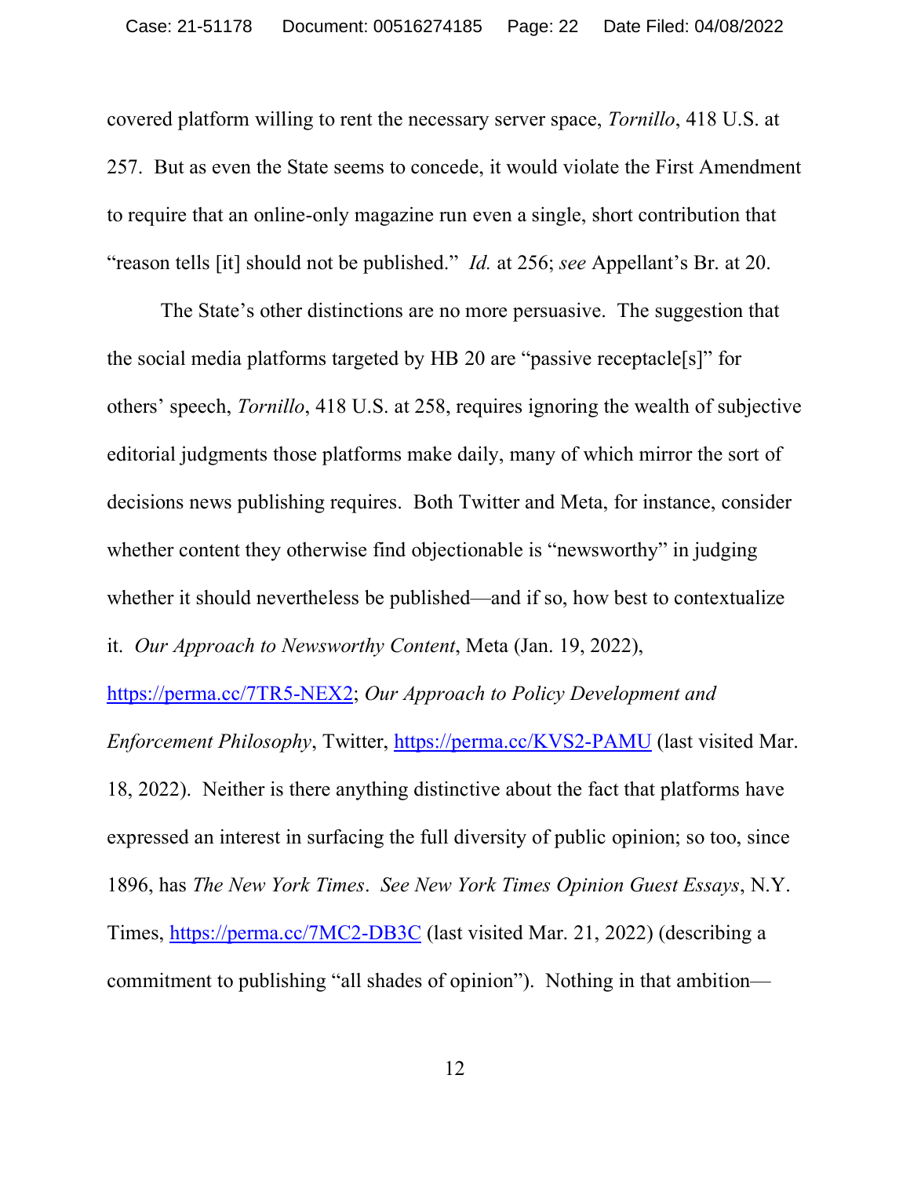covered platform willing to rent the necessary server space, *Tornillo*, 418 U.S. at 257. But as even the State seems to concede, it would violate the First Amendment to require that an online-only magazine run even a single, short contribution that "reason tells [it] should not be published." *Id.* at 256; *see* Appellant's Br. at 20.

The State's other distinctions are no more persuasive. The suggestion that the social media platforms targeted by HB 20 are "passive receptacle[s]" for others' speech, *Tornillo*, 418 U.S. at 258, requires ignoring the wealth of subjective editorial judgments those platforms make daily, many of which mirror the sort of decisions news publishing requires. Both Twitter and Meta, for instance, consider whether content they otherwise find objectionable is "newsworthy" in judging whether it should nevertheless be published—and if so, how best to contextualize it. *Our Approach to Newsworthy Content*, Meta (Jan. 19, 2022), https://perma.cc/7TR5-NEX2; *Our Approach to Policy Development and Enforcement Philosophy*, Twitter, https://perma.cc/KVS2-PAMU (last visited Mar. 18, 2022). Neither is there anything distinctive about the fact that platforms have expressed an interest in surfacing the full diversity of public opinion; so too, since 1896, has *The New York Times*. *See New York Times Opinion Guest Essays*, N.Y. Times, https://perma.cc/7MC2-DB3C (last visited Mar. 21, 2022) (describing a commitment to publishing "all shades of opinion"). Nothing in that ambition—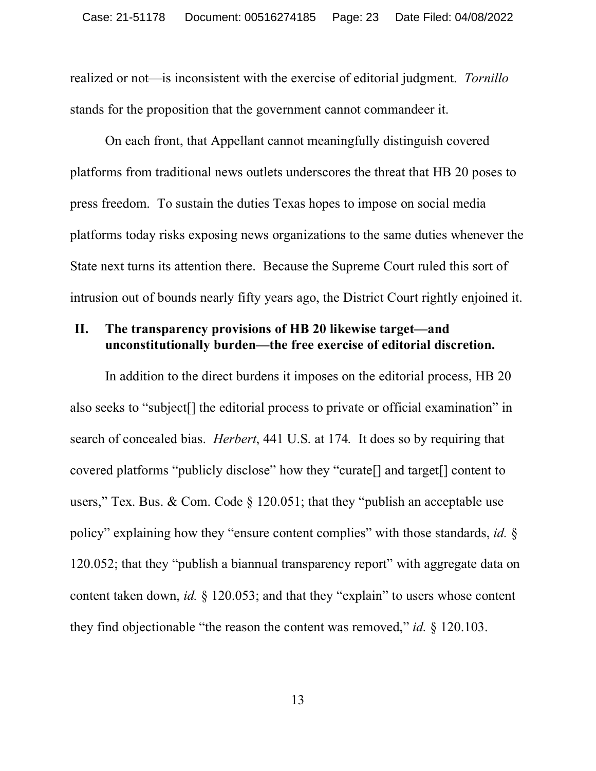realized or not—is inconsistent with the exercise of editorial judgment. *Tornillo* stands for the proposition that the government cannot commandeer it.

On each front, that Appellant cannot meaningfully distinguish covered platforms from traditional news outlets underscores the threat that HB 20 poses to press freedom. To sustain the duties Texas hopes to impose on social media platforms today risks exposing news organizations to the same duties whenever the State next turns its attention there. Because the Supreme Court ruled this sort of intrusion out of bounds nearly fifty years ago, the District Court rightly enjoined it.

## II. The transparency provisions of HB 20 likewise target—and unconstitutionally burden—the free exercise of editorial discretion.

In addition to the direct burdens it imposes on the editorial process, HB 20 also seeks to "subject[] the editorial process to private or official examination" in search of concealed bias. *Herbert*, 441 U.S. at 174*.* It does so by requiring that covered platforms "publicly disclose" how they "curate[] and target[] content to users," Tex. Bus. & Com. Code § 120.051; that they "publish an acceptable use policy" explaining how they "ensure content complies" with those standards, *id.* § 120.052; that they "publish a biannual transparency report" with aggregate data on content taken down, *id.* § 120.053; and that they "explain" to users whose content they find objectionable "the reason the content was removed," *id.* § 120.103.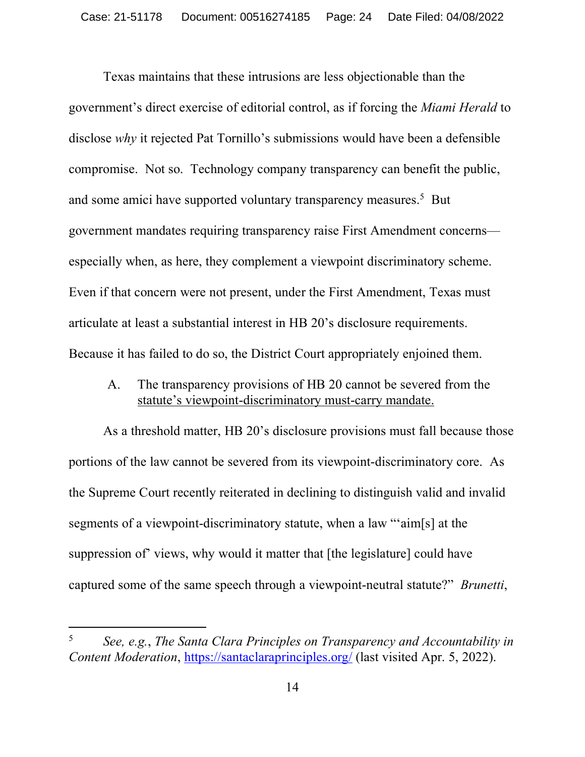Texas maintains that these intrusions are less objectionable than the government's direct exercise of editorial control, as if forcing the *Miami Herald* to disclose *why* it rejected Pat Tornillo's submissions would have been a defensible compromise. Not so. Technology company transparency can benefit the public, and some amici have supported voluntary transparency measures.[5] But government mandates requiring transparency raise First Amendment concerns—especially when, as here, they complement a viewpoint discriminatory scheme. Even if that concern were not present, under the First Amendment, Texas must articulate at least a substantial interest in HB 20's disclosure requirements. Because it has failed to do so, the District Court appropriately enjoined them.

A. The transparency provisions of HB 20 cannot be severed from the statute's viewpoint-discriminatory must-carry mandate.

As a threshold matter, HB 20's disclosure provisions must fall because those portions of the law cannot be severed from its viewpoint-discriminatory core. As the Supreme Court recently reiterated in declining to distinguish valid and invalid segments of a viewpoint-discriminatory statute, when a law "'aim[s] at the suppression of' views, why would it matter that [the legislature] could have captured some of the same speech through a viewpoint-neutral statute?" *Brunetti*,

---

[5] *See, e.g.*, *The Santa Clara Principles on Transparency and Accountability in Content Moderation*, https://santaclaraprinciples.org/ (last visited Apr. 5, 2022).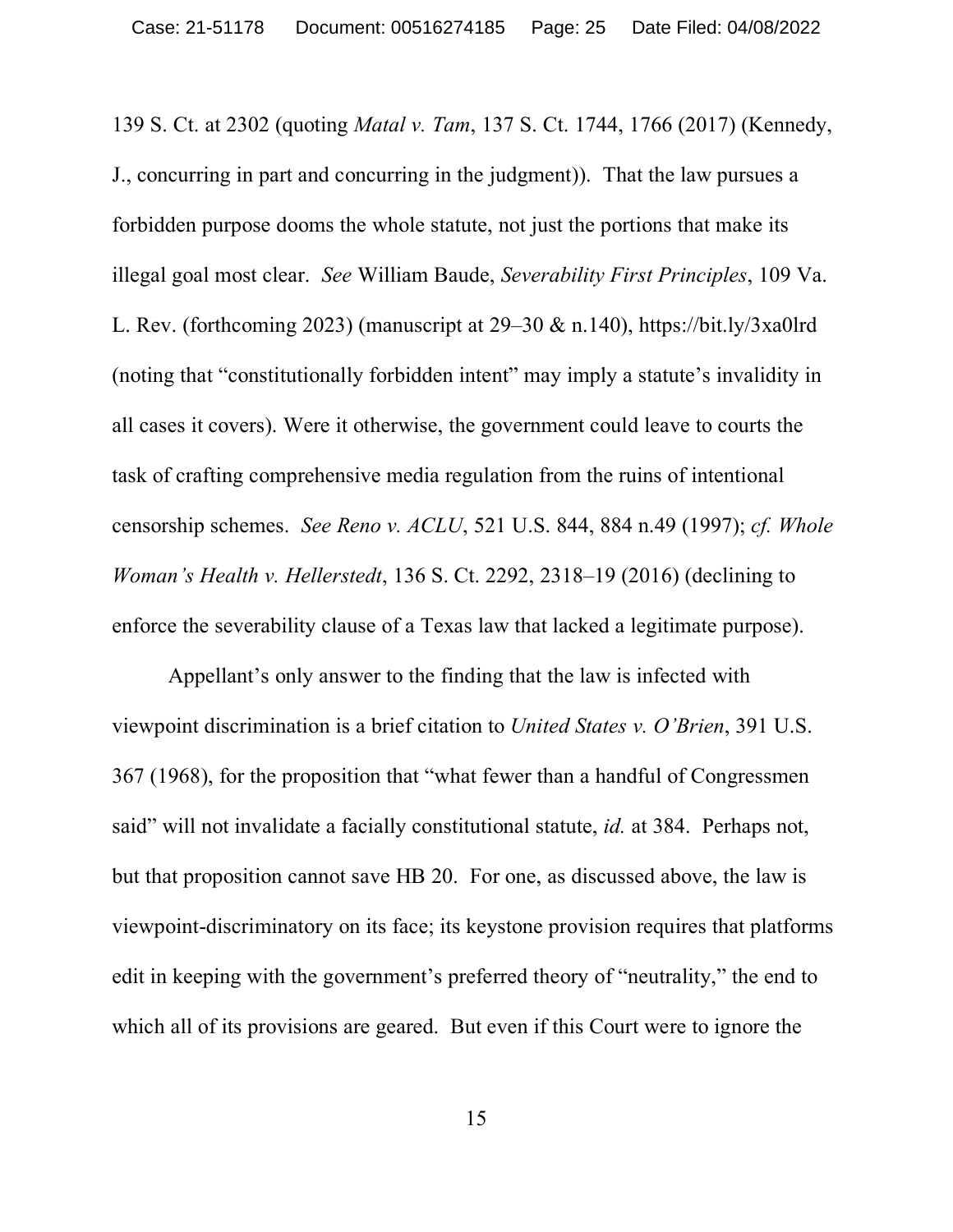139 S. Ct. at 2302 (quoting *Matal v. Tam*, 137 S. Ct. 1744, 1766 (2017) (Kennedy, J., concurring in part and concurring in the judgment)). That the law pursues a forbidden purpose dooms the whole statute, not just the portions that make its illegal goal most clear. *See* William Baude, *Severability First Principles*, 109 Va. L. Rev. (forthcoming 2023) (manuscript at 29–30 & n.140), https://bit.ly/3xa0lrd (noting that "constitutionally forbidden intent" may imply a statute's invalidity in all cases it covers). Were it otherwise, the government could leave to courts the task of crafting comprehensive media regulation from the ruins of intentional censorship schemes. *See Reno v. ACLU*, 521 U.S. 844, 884 n.49 (1997); *cf. Whole Woman's Health v. Hellerstedt*, 136 S. Ct. 2292, 2318–19 (2016) (declining to enforce the severability clause of a Texas law that lacked a legitimate purpose).

Appellant's only answer to the finding that the law is infected with viewpoint discrimination is a brief citation to *United States v. O'Brien*, 391 U.S. 367 (1968), for the proposition that "what fewer than a handful of Congressmen said" will not invalidate a facially constitutional statute, *id.* at 384. Perhaps not, but that proposition cannot save HB 20. For one, as discussed above, the law is viewpoint-discriminatory on its face; its keystone provision requires that platforms edit in keeping with the government's preferred theory of "neutrality," the end to which all of its provisions are geared. But even if this Court were to ignore the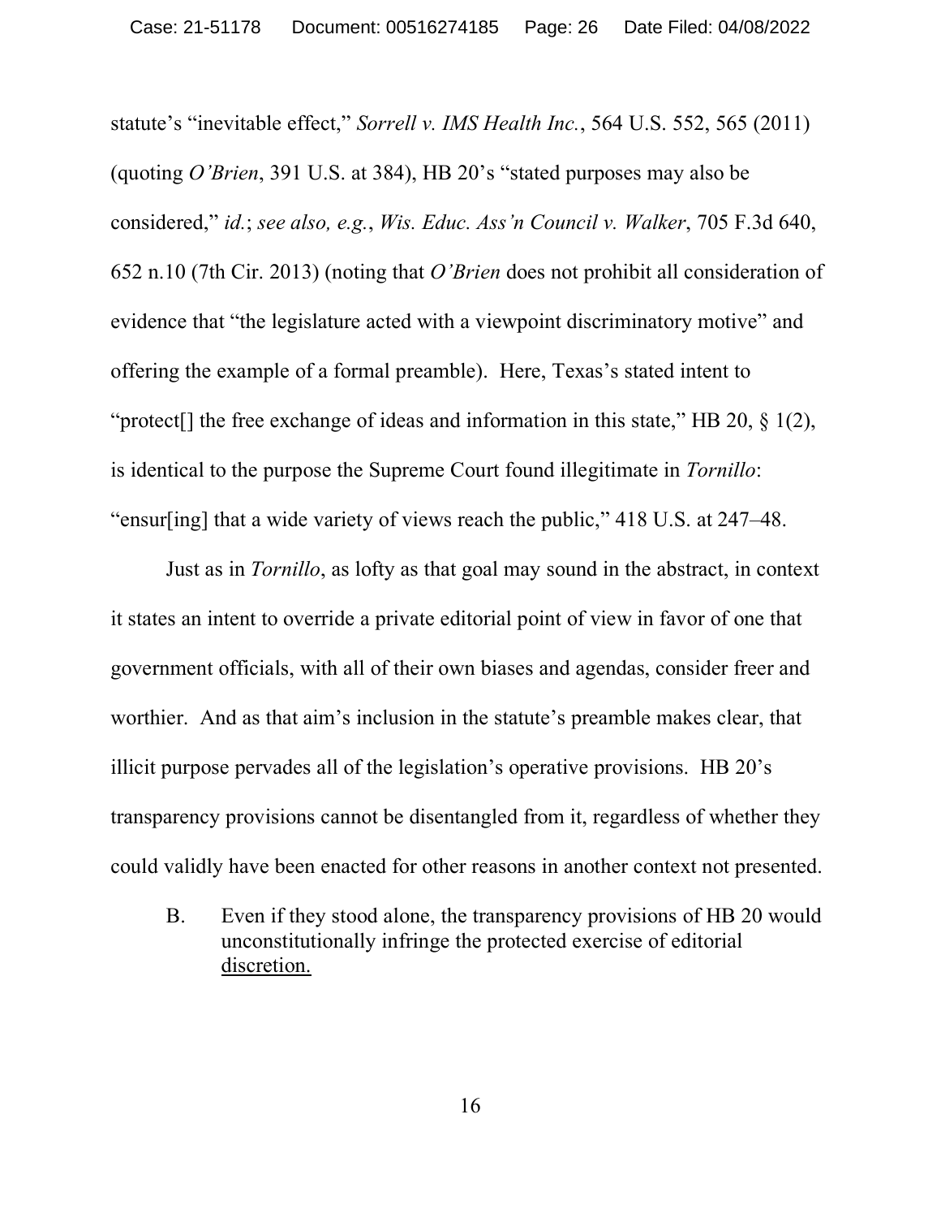statute's "inevitable effect," *Sorrell v. IMS Health Inc.*, 564 U.S. 552, 565 (2011) (quoting *O'Brien*, 391 U.S. at 384), HB 20's "stated purposes may also be considered," *id.*; *see also, e.g.*, *Wis. Educ. Ass'n Council v. Walker*, 705 F.3d 640, 652 n.10 (7th Cir. 2013) (noting that *O'Brien* does not prohibit all consideration of evidence that "the legislature acted with a viewpoint discriminatory motive" and offering the example of a formal preamble). Here, Texas's stated intent to "protect[] the free exchange of ideas and information in this state," HB 20, § 1(2), is identical to the purpose the Supreme Court found illegitimate in *Tornillo*: "ensur[ing] that a wide variety of views reach the public," 418 U.S. at 247–48.

Just as in *Tornillo*, as lofty as that goal may sound in the abstract, in context it states an intent to override a private editorial point of view in favor of one that government officials, with all of their own biases and agendas, consider freer and worthier. And as that aim's inclusion in the statute's preamble makes clear, that illicit purpose pervades all of the legislation's operative provisions. HB 20's transparency provisions cannot be disentangled from it, regardless of whether they could validly have been enacted for other reasons in another context not presented.

### B. Even if they stood alone, the transparency provisions of HB 20 would unconstitutionally infringe the protected exercise of editorial discretion.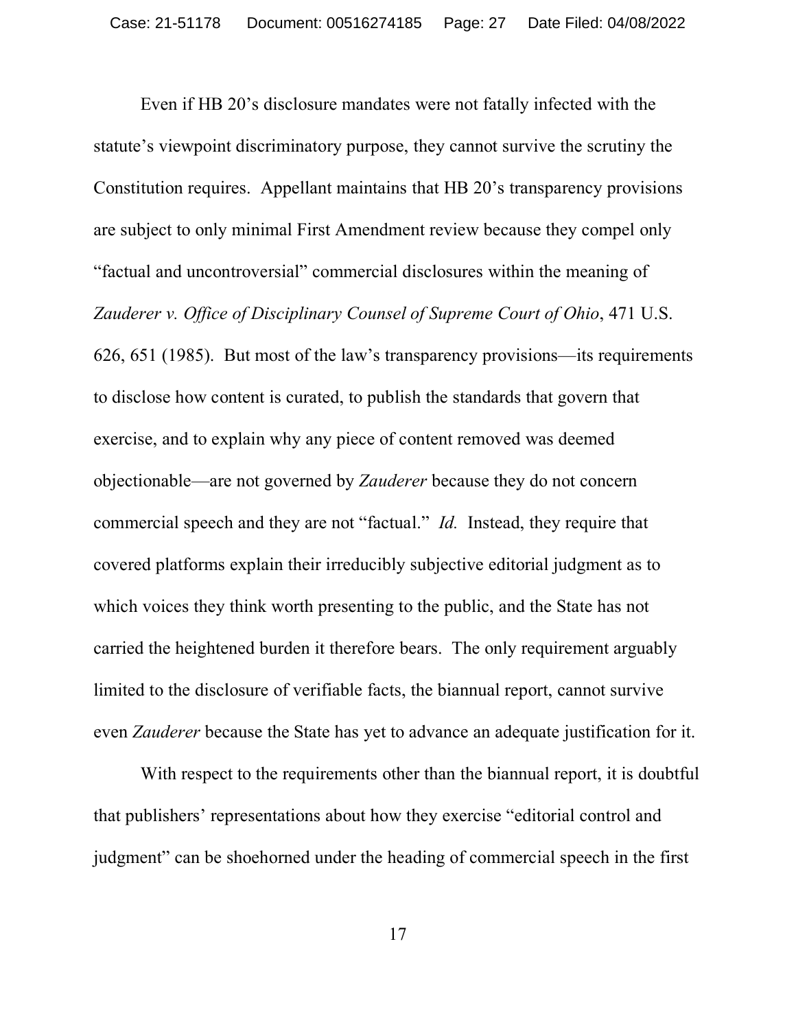Even if HB 20's disclosure mandates were not fatally infected with the statute's viewpoint discriminatory purpose, they cannot survive the scrutiny the Constitution requires. Appellant maintains that HB 20's transparency provisions are subject to only minimal First Amendment review because they compel only "factual and uncontroversial" commercial disclosures within the meaning of *Zauderer v. Office of Disciplinary Counsel of Supreme Court of Ohio*, 471 U.S. 626, 651 (1985). But most of the law's transparency provisions—its requirements to disclose how content is curated, to publish the standards that govern that exercise, and to explain why any piece of content removed was deemed objectionable—are not governed by *Zauderer* because they do not concern commercial speech and they are not "factual." *Id.* Instead, they require that covered platforms explain their irreducibly subjective editorial judgment as to which voices they think worth presenting to the public, and the State has not carried the heightened burden it therefore bears. The only requirement arguably limited to the disclosure of verifiable facts, the biannual report, cannot survive even *Zauderer* because the State has yet to advance an adequate justification for it.

With respect to the requirements other than the biannual report, it is doubtful that publishers' representations about how they exercise "editorial control and judgment" can be shoehorned under the heading of commercial speech in the first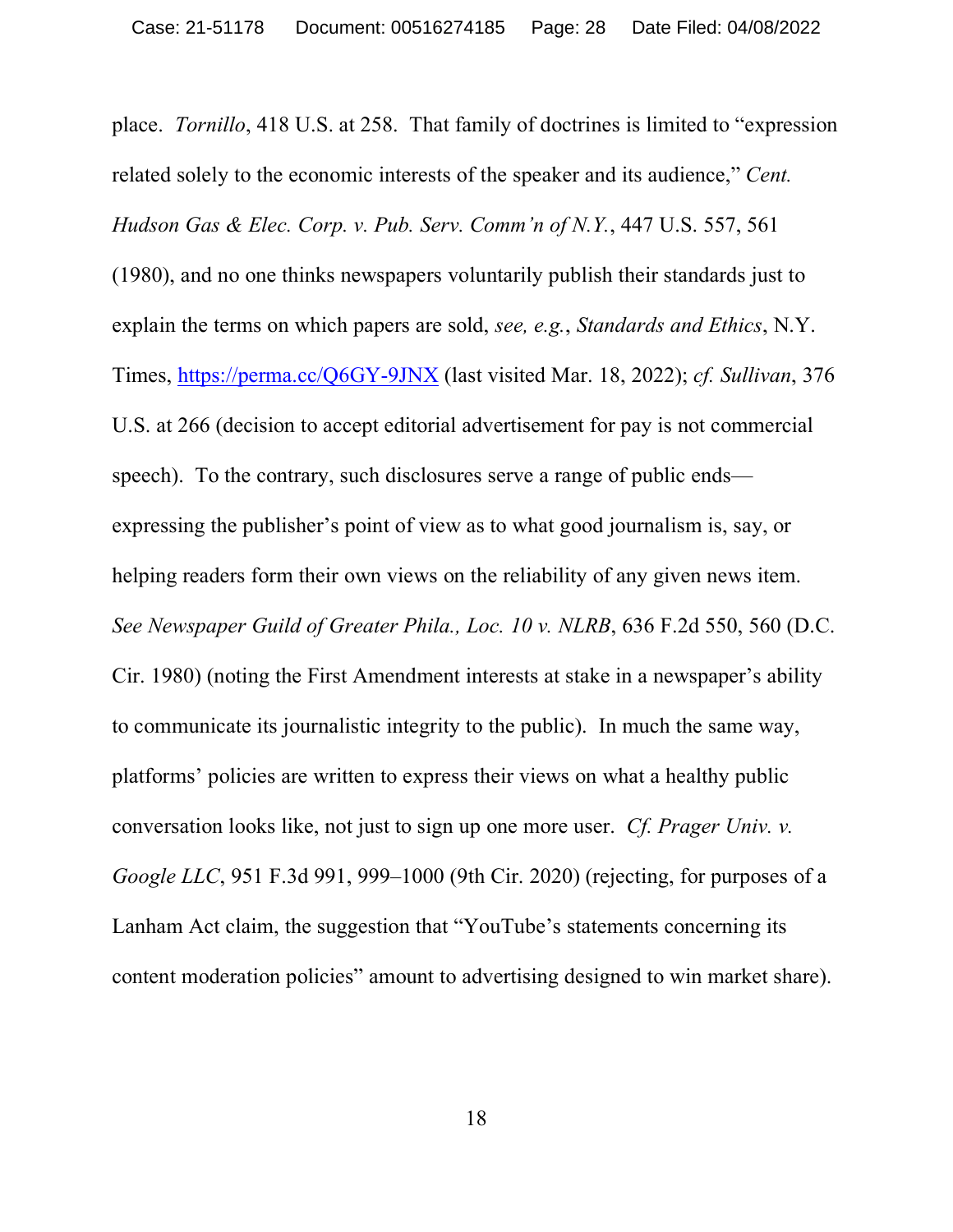place. *Tornillo*, 418 U.S. at 258. That family of doctrines is limited to "expression related solely to the economic interests of the speaker and its audience," *Cent. Hudson Gas & Elec. Corp. v. Pub. Serv. Comm'n of N.Y.*, 447 U.S. 557, 561 (1980), and no one thinks newspapers voluntarily publish their standards just to explain the terms on which papers are sold, *see, e.g.*, *Standards and Ethics*, N.Y. Times, https://perma.cc/Q6GY-9JNX (last visited Mar. 18, 2022); *cf. Sullivan*, 376 U.S. at 266 (decision to accept editorial advertisement for pay is not commercial speech). To the contrary, such disclosures serve a range of public ends—expressing the publisher's point of view as to what good journalism is, say, or helping readers form their own views on the reliability of any given news item. *See Newspaper Guild of Greater Phila., Loc. 10 v. NLRB*, 636 F.2d 550, 560 (D.C. Cir. 1980) (noting the First Amendment interests at stake in a newspaper's ability to communicate its journalistic integrity to the public). In much the same way, platforms' policies are written to express their views on what a healthy public conversation looks like, not just to sign up one more user. *Cf. Prager Univ. v. Google LLC*, 951 F.3d 991, 999–1000 (9th Cir. 2020) (rejecting, for purposes of a Lanham Act claim, the suggestion that "YouTube's statements concerning its content moderation policies" amount to advertising designed to win market share).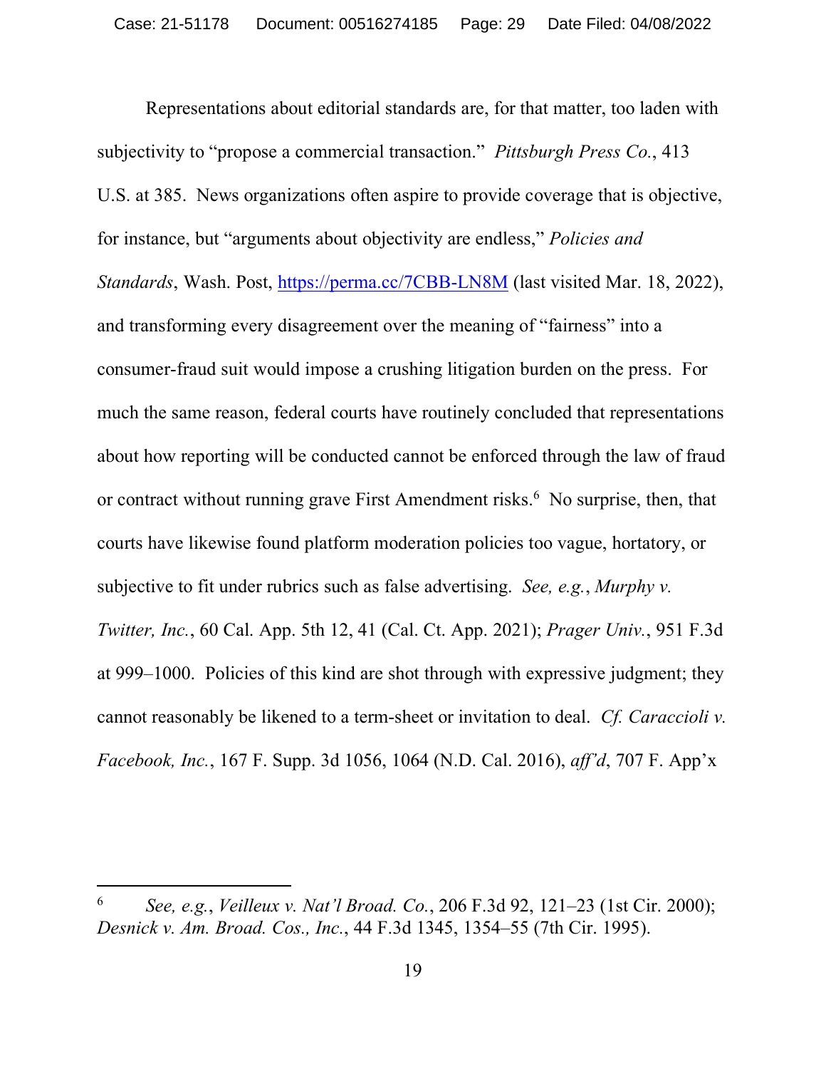Representations about editorial standards are, for that matter, too laden with subjectivity to "propose a commercial transaction." *Pittsburgh Press Co.*, 413 U.S. at 385. News organizations often aspire to provide coverage that is objective, for instance, but "arguments about objectivity are endless," *Policies and Standards*, Wash. Post, https://perma.cc/7CBB-LN8M (last visited Mar. 18, 2022), and transforming every disagreement over the meaning of "fairness" into a consumer-fraud suit would impose a crushing litigation burden on the press. For much the same reason, federal courts have routinely concluded that representations about how reporting will be conducted cannot be enforced through the law of fraud or contract without running grave First Amendment risks.[6] No surprise, then, that courts have likewise found platform moderation policies too vague, hortatory, or subjective to fit under rubrics such as false advertising. *See, e.g.*, *Murphy v. Twitter, Inc.*, 60 Cal. App. 5th 12, 41 (Cal. Ct. App. 2021); *Prager Univ.*, 951 F.3d at 999–1000. Policies of this kind are shot through with expressive judgment; they cannot reasonably be likened to a term-sheet or invitation to deal. *Cf. Caraccioli v. Facebook, Inc.*, 167 F. Supp. 3d 1056, 1064 (N.D. Cal. 2016), *aff'd*, 707 F. App'x

---

[6] *See, e.g.*, *Veilleux v. Nat'l Broad. Co.*, 206 F.3d 92, 121–23 (1st Cir. 2000); *Desnick v. Am. Broad. Cos., Inc.*, 44 F.3d 1345, 1354–55 (7th Cir. 1995).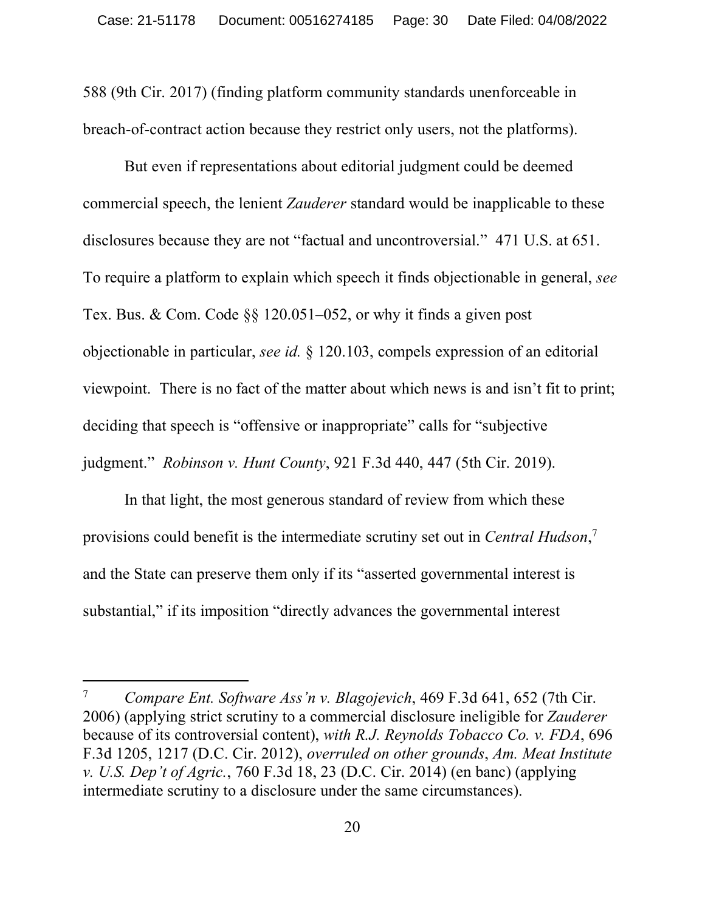588 (9th Cir. 2017) (finding platform community standards unenforceable in breach-of-contract action because they restrict only users, not the platforms).

But even if representations about editorial judgment could be deemed commercial speech, the lenient *Zauderer* standard would be inapplicable to these disclosures because they are not "factual and uncontroversial." 471 U.S. at 651. To require a platform to explain which speech it finds objectionable in general, *see* Tex. Bus. & Com. Code §§ 120.051–052, or why it finds a given post objectionable in particular, *see id.* § 120.103, compels expression of an editorial viewpoint. There is no fact of the matter about which news is and isn't fit to print; deciding that speech is "offensive or inappropriate" calls for "subjective judgment." *Robinson v. Hunt County*, 921 F.3d 440, 447 (5th Cir. 2019).

In that light, the most generous standard of review from which these provisions could benefit is the intermediate scrutiny set out in *Central Hudson*,[7] and the State can preserve them only if its "asserted governmental interest is substantial," if its imposition "directly advances the governmental interest

---

[7] *Compare Ent. Software Ass'n v. Blagojevich*, 469 F.3d 641, 652 (7th Cir. 2006) (applying strict scrutiny to a commercial disclosure ineligible for *Zauderer* because of its controversial content), *with R.J. Reynolds Tobacco Co. v. FDA*, 696 F.3d 1205, 1217 (D.C. Cir. 2012), *overruled on other grounds*, *Am. Meat Institute v. U.S. Dep't of Agric.*, 760 F.3d 18, 23 (D.C. Cir. 2014) (en banc) (applying intermediate scrutiny to a disclosure under the same circumstances).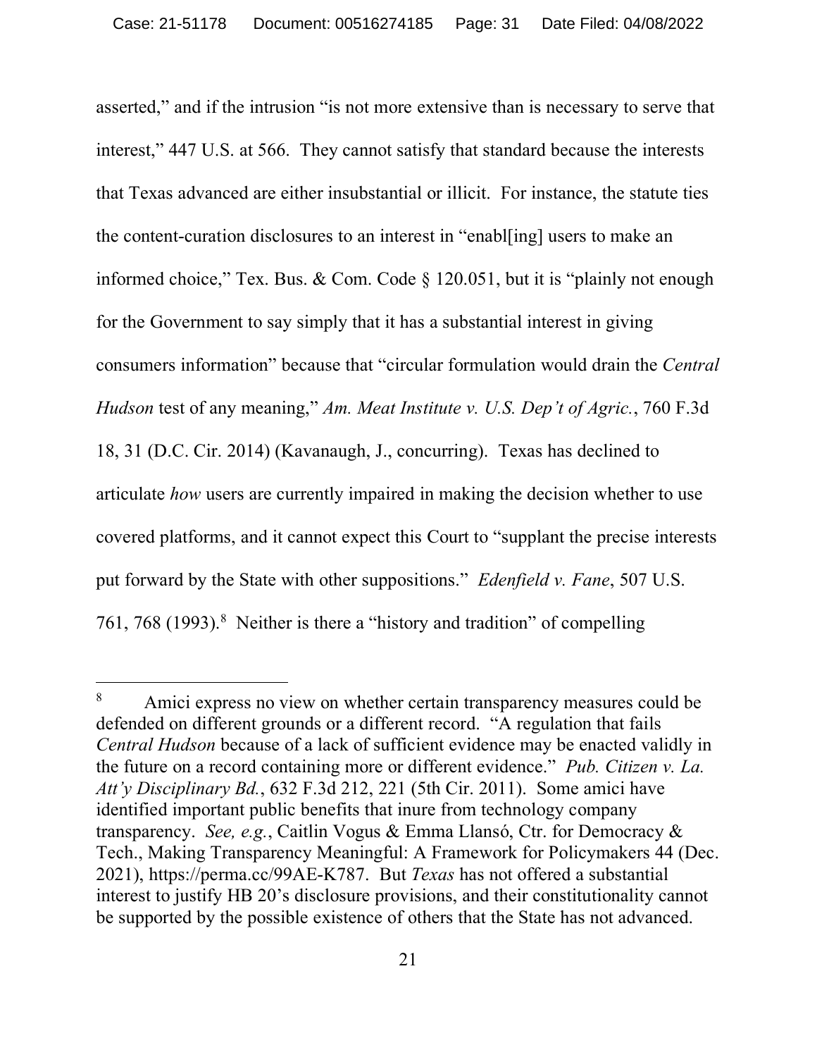asserted," and if the intrusion "is not more extensive than is necessary to serve that interest," 447 U.S. at 566. They cannot satisfy that standard because the interests that Texas advanced are either insubstantial or illicit. For instance, the statute ties the content-curation disclosures to an interest in "enabl[ing] users to make an informed choice," Tex. Bus. & Com. Code § 120.051, but it is "plainly not enough for the Government to say simply that it has a substantial interest in giving consumers information" because that "circular formulation would drain the *Central Hudson* test of any meaning," *Am. Meat Institute v. U.S. Dep't of Agric.*, 760 F.3d 18, 31 (D.C. Cir. 2014) (Kavanaugh, J., concurring). Texas has declined to articulate *how* users are currently impaired in making the decision whether to use covered platforms, and it cannot expect this Court to "supplant the precise interests put forward by the State with other suppositions." *Edenfield v. Fane*, 507 U.S. 761, 768 (1993).[8] Neither is there a "history and tradition" of compelling

---

[8] Amici express no view on whether certain transparency measures could be defended on different grounds or a different record. "A regulation that fails *Central Hudson* because of a lack of sufficient evidence may be enacted validly in the future on a record containing more or different evidence." *Pub. Citizen v. La. Att'y Disciplinary Bd.*, 632 F.3d 212, 221 (5th Cir. 2011). Some amici have identified important public benefits that inure from technology company transparency. *See, e.g.*, Caitlin Vogus & Emma Llansó, Ctr. for Democracy & Tech., Making Transparency Meaningful: A Framework for Policymakers 44 (Dec. 2021), https://perma.cc/99AE-K787. But *Texas* has not offered a substantial interest to justify HB 20's disclosure provisions, and their constitutionality cannot be supported by the possible existence of others that the State has not advanced.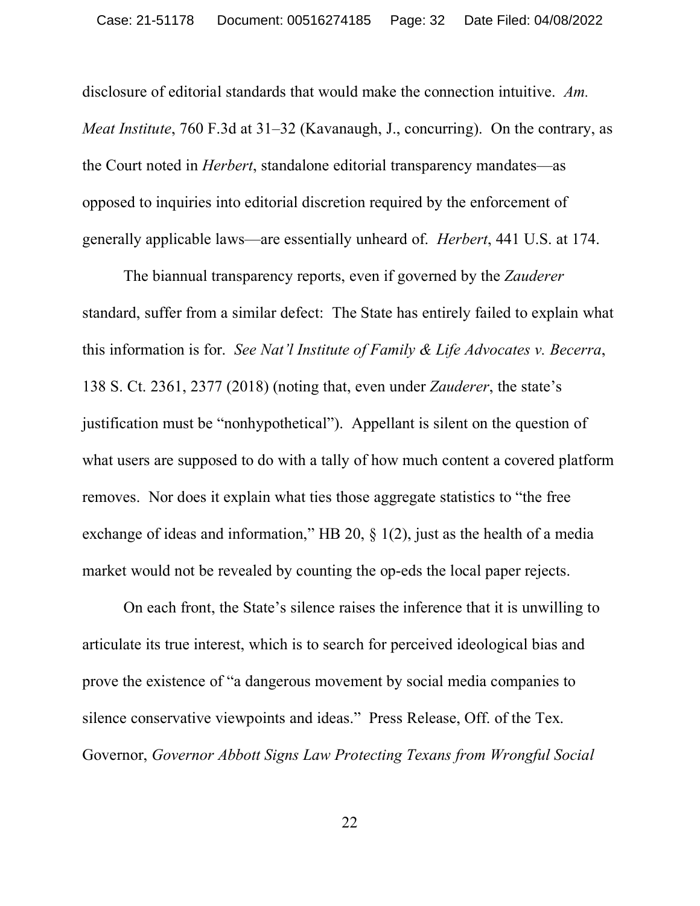disclosure of editorial standards that would make the connection intuitive. *Am. Meat Institute*, 760 F.3d at 31–32 (Kavanaugh, J., concurring). On the contrary, as the Court noted in *Herbert*, standalone editorial transparency mandates—as opposed to inquiries into editorial discretion required by the enforcement of generally applicable laws—are essentially unheard of. *Herbert*, 441 U.S. at 174.

The biannual transparency reports, even if governed by the *Zauderer* standard, suffer from a similar defect: The State has entirely failed to explain what this information is for. *See Nat'l Institute of Family & Life Advocates v. Becerra*, 138 S. Ct. 2361, 2377 (2018) (noting that, even under *Zauderer*, the state's justification must be "nonhypothetical"). Appellant is silent on the question of what users are supposed to do with a tally of how much content a covered platform removes. Nor does it explain what ties those aggregate statistics to "the free exchange of ideas and information," HB 20, § 1(2), just as the health of a media market would not be revealed by counting the op-eds the local paper rejects.

On each front, the State's silence raises the inference that it is unwilling to articulate its true interest, which is to search for perceived ideological bias and prove the existence of "a dangerous movement by social media companies to silence conservative viewpoints and ideas." Press Release, Off. of the Tex. Governor, *Governor Abbott Signs Law Protecting Texans from Wrongful Social*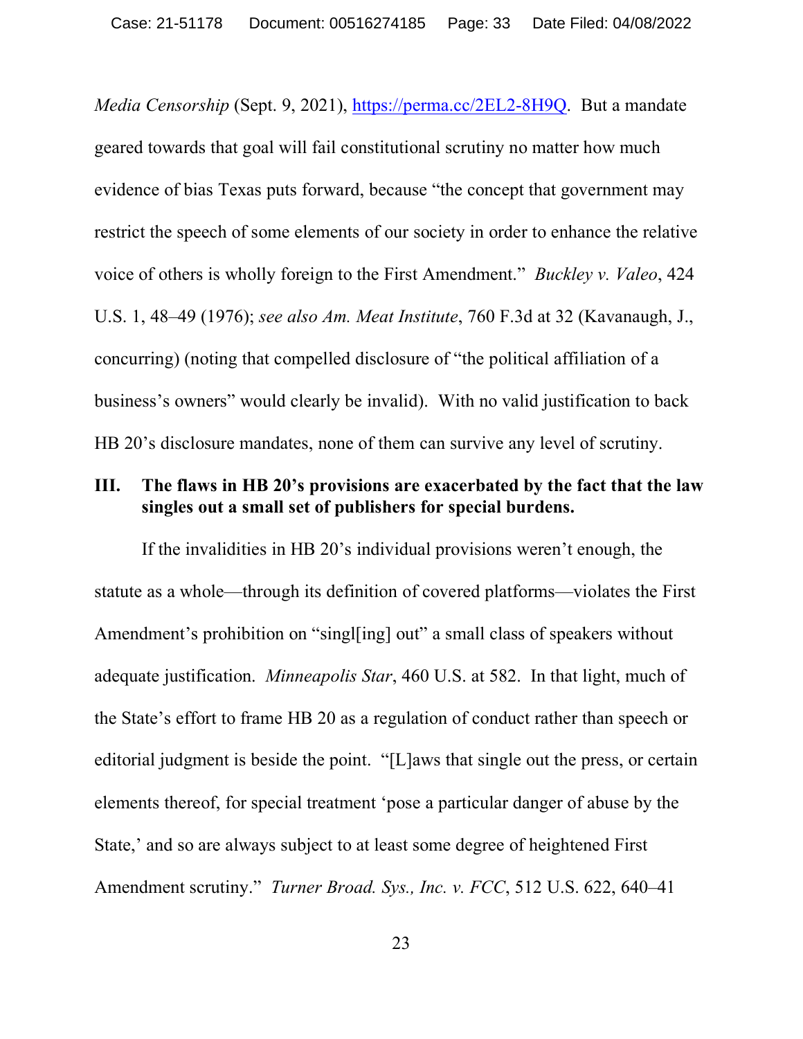*Media Censorship* (Sept. 9, 2021), https://perma.cc/2EL2-8H9Q. But a mandate geared towards that goal will fail constitutional scrutiny no matter how much evidence of bias Texas puts forward, because "the concept that government may restrict the speech of some elements of our society in order to enhance the relative voice of others is wholly foreign to the First Amendment." *Buckley v. Valeo*, 424 U.S. 1, 48–49 (1976); *see also Am. Meat Institute*, 760 F.3d at 32 (Kavanaugh, J., concurring) (noting that compelled disclosure of "the political affiliation of a business's owners" would clearly be invalid). With no valid justification to back HB 20's disclosure mandates, none of them can survive any level of scrutiny.

## III. The flaws in HB 20's provisions are exacerbated by the fact that the law singles out a small set of publishers for special burdens.

If the invalidities in HB 20's individual provisions weren't enough, the statute as a whole—through its definition of covered platforms—violates the First Amendment's prohibition on "singl[ing] out" a small class of speakers without adequate justification. *Minneapolis Star*, 460 U.S. at 582. In that light, much of the State's effort to frame HB 20 as a regulation of conduct rather than speech or editorial judgment is beside the point. "[L]aws that single out the press, or certain elements thereof, for special treatment 'pose a particular danger of abuse by the State,' and so are always subject to at least some degree of heightened First Amendment scrutiny." *Turner Broad. Sys., Inc. v. FCC*, 512 U.S. 622, 640–41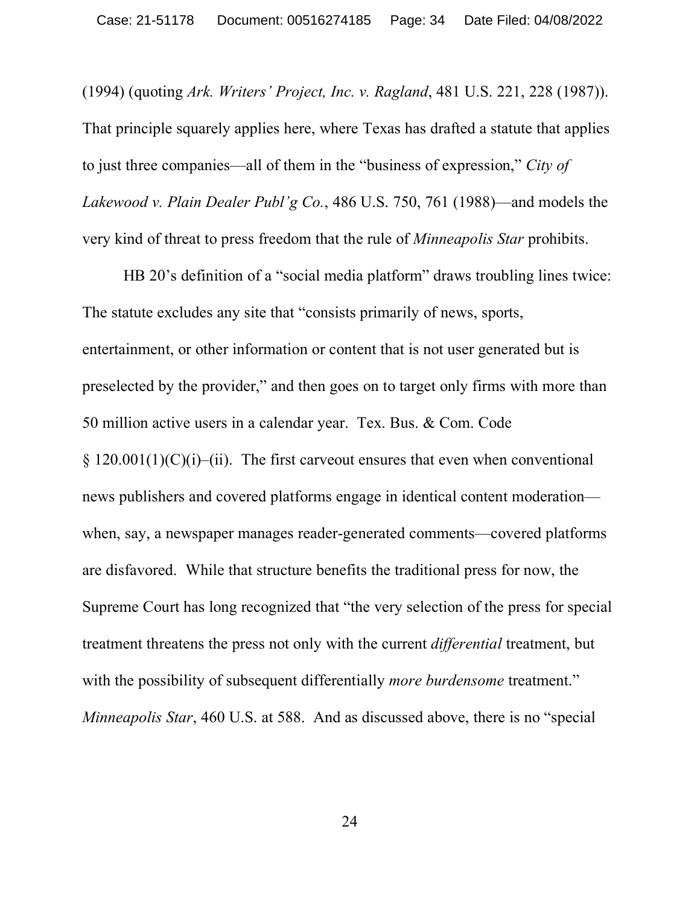(1994) (quoting *Ark. Writers' Project, Inc. v. Ragland*, 481 U.S. 221, 228 (1987)). That principle squarely applies here, where Texas has drafted a statute that applies to just three companies—all of them in the "business of expression," *City of Lakewood v. Plain Dealer Publ'g Co.*, 486 U.S. 750, 761 (1988)—and models the very kind of threat to press freedom that the rule of *Minneapolis Star* prohibits.

HB 20's definition of a "social media platform" draws troubling lines twice: The statute excludes any site that "consists primarily of news, sports, entertainment, or other information or content that is not user generated but is preselected by the provider," and then goes on to target only firms with more than 50 million active users in a calendar year. Tex. Bus. & Com. Code § 120.001(1)(C)(i)–(ii). The first carveout ensures that even when conventional news publishers and covered platforms engage in identical content moderation—when, say, a newspaper manages reader-generated comments—covered platforms are disfavored. While that structure benefits the traditional press for now, the Supreme Court has long recognized that "the very selection of the press for special treatment threatens the press not only with the current *differential* treatment, but with the possibility of subsequent differentially *more burdensome* treatment." *Minneapolis Star*, 460 U.S. at 588. And as discussed above, there is no "special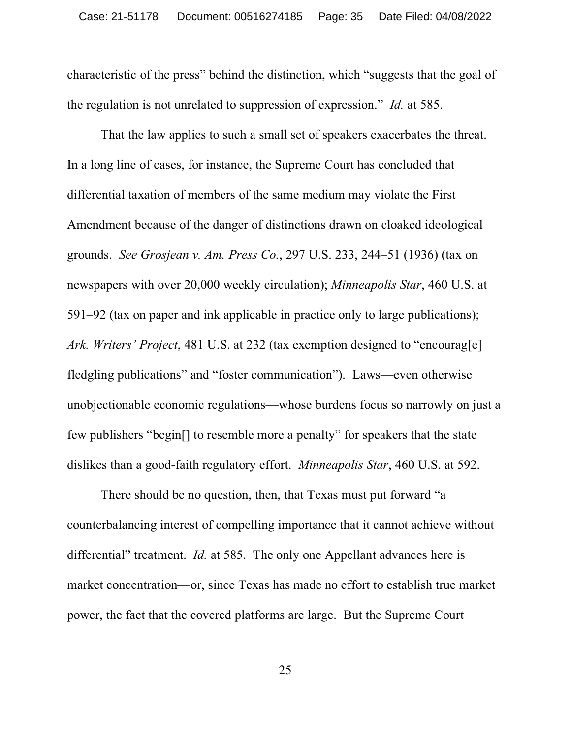characteristic of the press" behind the distinction, which "suggests that the goal of the regulation is not unrelated to suppression of expression." *Id.* at 585.

That the law applies to such a small set of speakers exacerbates the threat. In a long line of cases, for instance, the Supreme Court has concluded that differential taxation of members of the same medium may violate the First Amendment because of the danger of distinctions drawn on cloaked ideological grounds. *See Grosjean v. Am. Press Co.*, 297 U.S. 233, 244–51 (1936) (tax on newspapers with over 20,000 weekly circulation); *Minneapolis Star*, 460 U.S. at 591–92 (tax on paper and ink applicable in practice only to large publications); *Ark. Writers' Project*, 481 U.S. at 232 (tax exemption designed to "encourag[e] fledgling publications" and "foster communication"). Laws—even otherwise unobjectionable economic regulations—whose burdens focus so narrowly on just a few publishers "begin[] to resemble more a penalty" for speakers that the state dislikes than a good-faith regulatory effort. *Minneapolis Star*, 460 U.S. at 592.

There should be no question, then, that Texas must put forward "a counterbalancing interest of compelling importance that it cannot achieve without differential" treatment. *Id.* at 585. The only one Appellant advances here is market concentration—or, since Texas has made no effort to establish true market power, the fact that the covered platforms are large. But the Supreme Court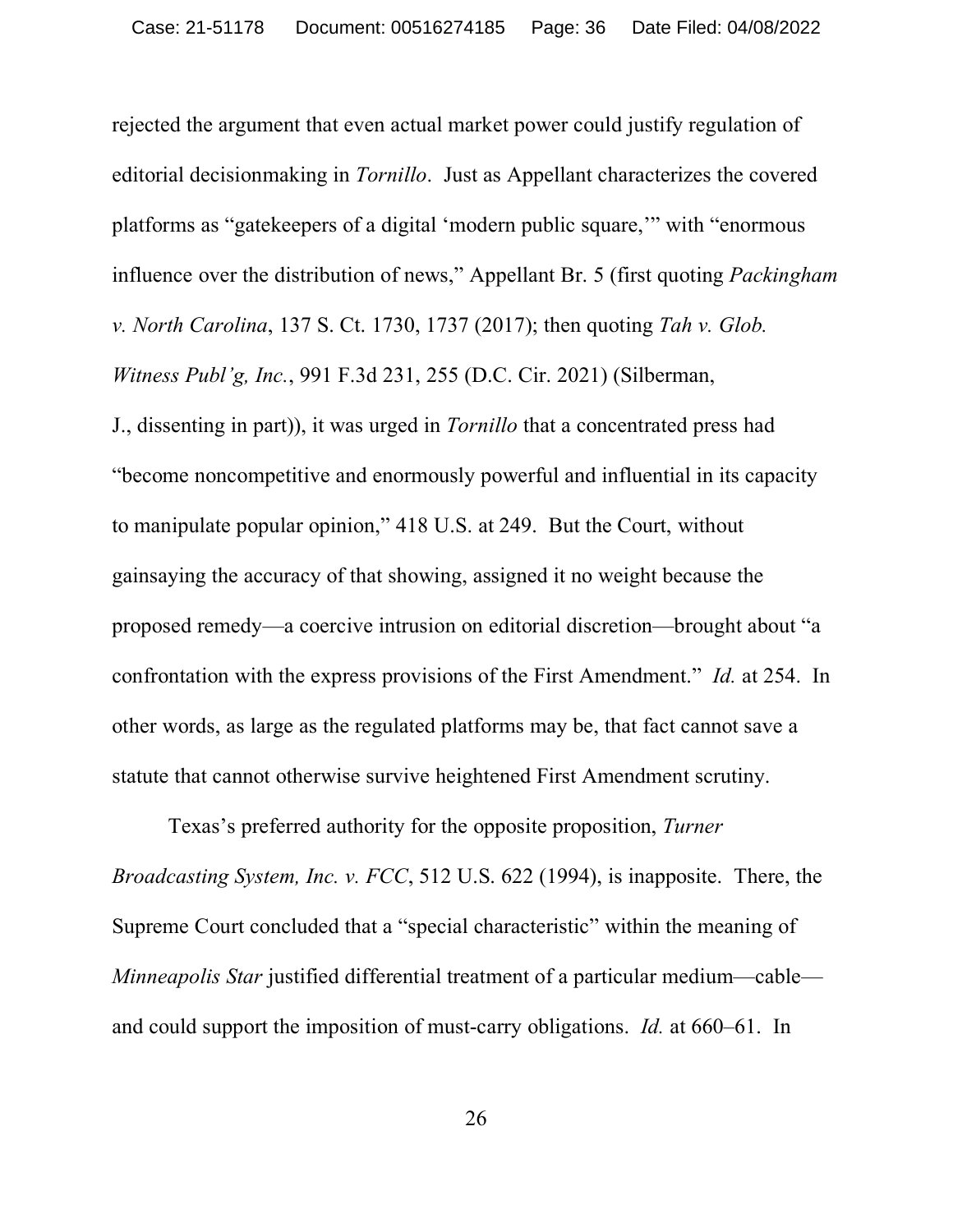rejected the argument that even actual market power could justify regulation of editorial decisionmaking in *Tornillo*. Just as Appellant characterizes the covered platforms as "gatekeepers of a digital 'modern public square,'" with "enormous influence over the distribution of news," Appellant Br. 5 (first quoting *Packingham v. North Carolina*, 137 S. Ct. 1730, 1737 (2017); then quoting *Tah v. Glob. Witness Publ'g, Inc.*, 991 F.3d 231, 255 (D.C. Cir. 2021) (Silberman, J., dissenting in part)), it was urged in *Tornillo* that a concentrated press had "become noncompetitive and enormously powerful and influential in its capacity to manipulate popular opinion," 418 U.S. at 249. But the Court, without gainsaying the accuracy of that showing, assigned it no weight because the proposed remedy—a coercive intrusion on editorial discretion—brought about "a confrontation with the express provisions of the First Amendment." *Id.* at 254. In other words, as large as the regulated platforms may be, that fact cannot save a statute that cannot otherwise survive heightened First Amendment scrutiny.

Texas's preferred authority for the opposite proposition, *Turner Broadcasting System, Inc. v. FCC*, 512 U.S. 622 (1994), is inapposite. There, the Supreme Court concluded that a "special characteristic" within the meaning of *Minneapolis Star* justified differential treatment of a particular medium—cable—and could support the imposition of must-carry obligations. *Id.* at 660–61. In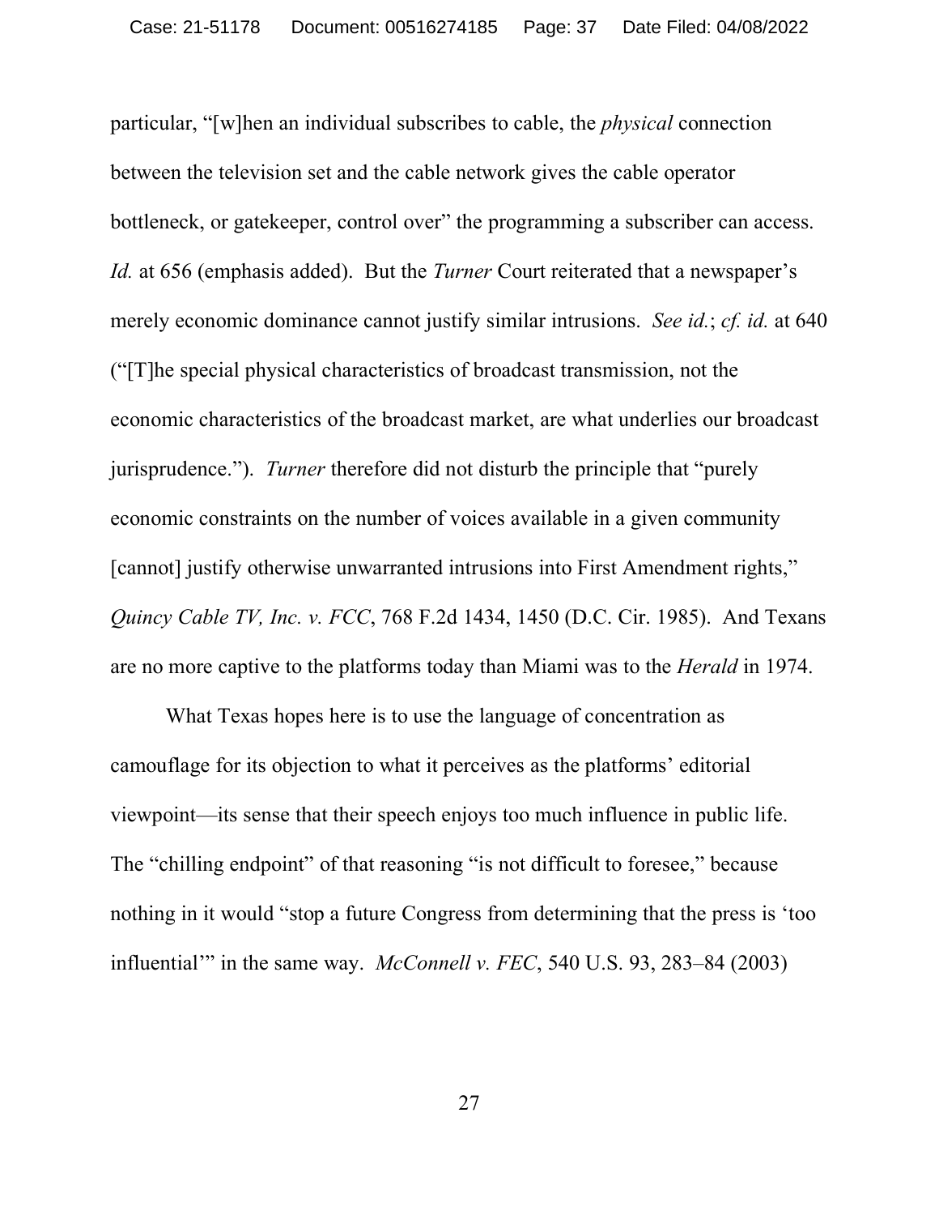particular, "[w]hen an individual subscribes to cable, the *physical* connection between the television set and the cable network gives the cable operator bottleneck, or gatekeeper, control over" the programming a subscriber can access. *Id.* at 656 (emphasis added). But the *Turner* Court reiterated that a newspaper's merely economic dominance cannot justify similar intrusions. *See id.*; *cf. id.* at 640 ("[T]he special physical characteristics of broadcast transmission, not the economic characteristics of the broadcast market, are what underlies our broadcast jurisprudence."). *Turner* therefore did not disturb the principle that "purely economic constraints on the number of voices available in a given community [cannot] justify otherwise unwarranted intrusions into First Amendment rights," *Quincy Cable TV, Inc. v. FCC*, 768 F.2d 1434, 1450 (D.C. Cir. 1985). And Texans are no more captive to the platforms today than Miami was to the *Herald* in 1974.

What Texas hopes here is to use the language of concentration as camouflage for its objection to what it perceives as the platforms' editorial viewpoint—its sense that their speech enjoys too much influence in public life. The "chilling endpoint" of that reasoning "is not difficult to foresee," because nothing in it would "stop a future Congress from determining that the press is 'too influential'" in the same way. *McConnell v. FEC*, 540 U.S. 93, 283–84 (2003)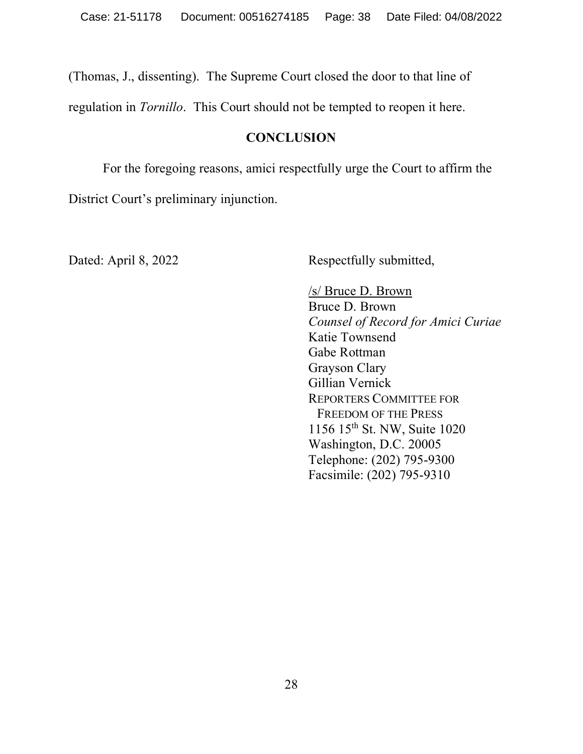(Thomas, J., dissenting). The Supreme Court closed the door to that line of regulation in *Tornillo*. This Court should not be tempted to reopen it here.

## CONCLUSION

For the foregoing reasons, amici respectfully urge the Court to affirm the District Court's preliminary injunction.

Dated: April 8, 2022

Respectfully submitted,

/s/ Bruce D. Brown
Bruce D. Brown
*Counsel of Record for Amici Curiae*
Katie Townsend
Gabe Rottman
Grayson Clary
Gillian Vernick
REPORTERS COMMITTEE FOR FREEDOM OF THE PRESS
1156 15th St. NW, Suite 1020
Washington, D.C. 20005
Telephone: (202) 795-9300
Facsimile: (202) 795-9310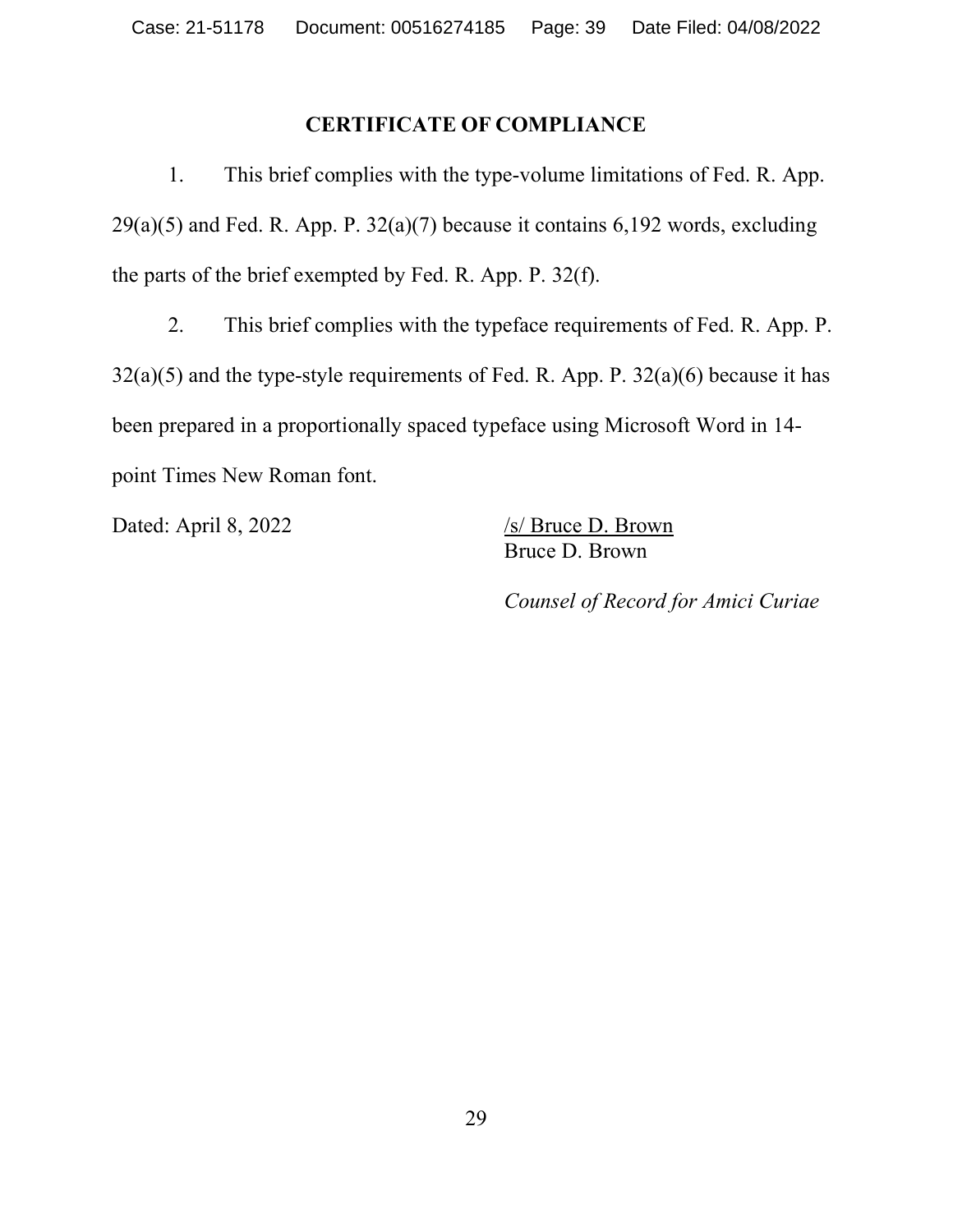## CERTIFICATE OF COMPLIANCE

1. This brief complies with the type-volume limitations of Fed. R. App. 29(a)(5) and Fed. R. App. P. 32(a)(7) because it contains 6,192 words, excluding the parts of the brief exempted by Fed. R. App. P. 32(f).

2. This brief complies with the typeface requirements of Fed. R. App. P. 32(a)(5) and the type-style requirements of Fed. R. App. P. 32(a)(6) because it has been prepared in a proportionally spaced typeface using Microsoft Word in 14-point Times New Roman font.

Dated: April 8, 2022

/s/ Bruce D. Brown
Bruce D. Brown

*Counsel of Record for Amici Curiae*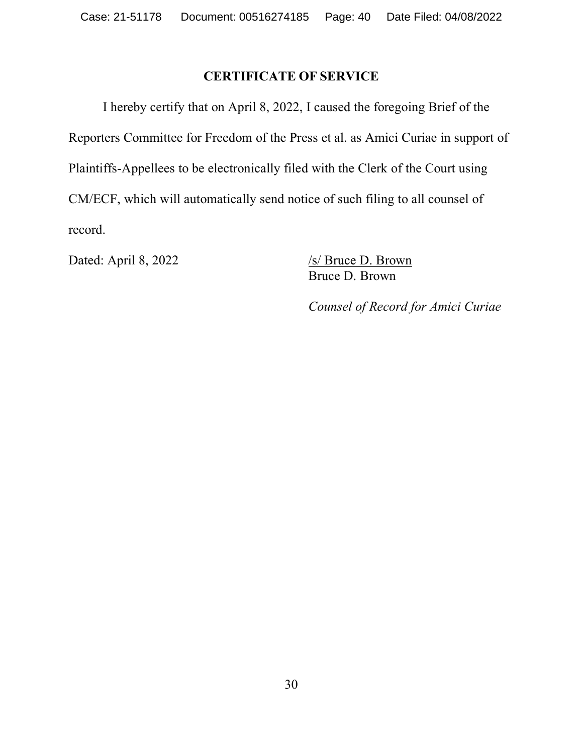## CERTIFICATE OF SERVICE

I hereby certify that on April 8, 2022, I caused the foregoing Brief of the Reporters Committee for Freedom of the Press et al. as Amici Curiae in support of Plaintiffs-Appellees to be electronically filed with the Clerk of the Court using CM/ECF, which will automatically send notice of such filing to all counsel of record.

Dated: April 8, 2022

/s/ Bruce D. Brown
Bruce D. Brown

*Counsel of Record for Amici Curiae*